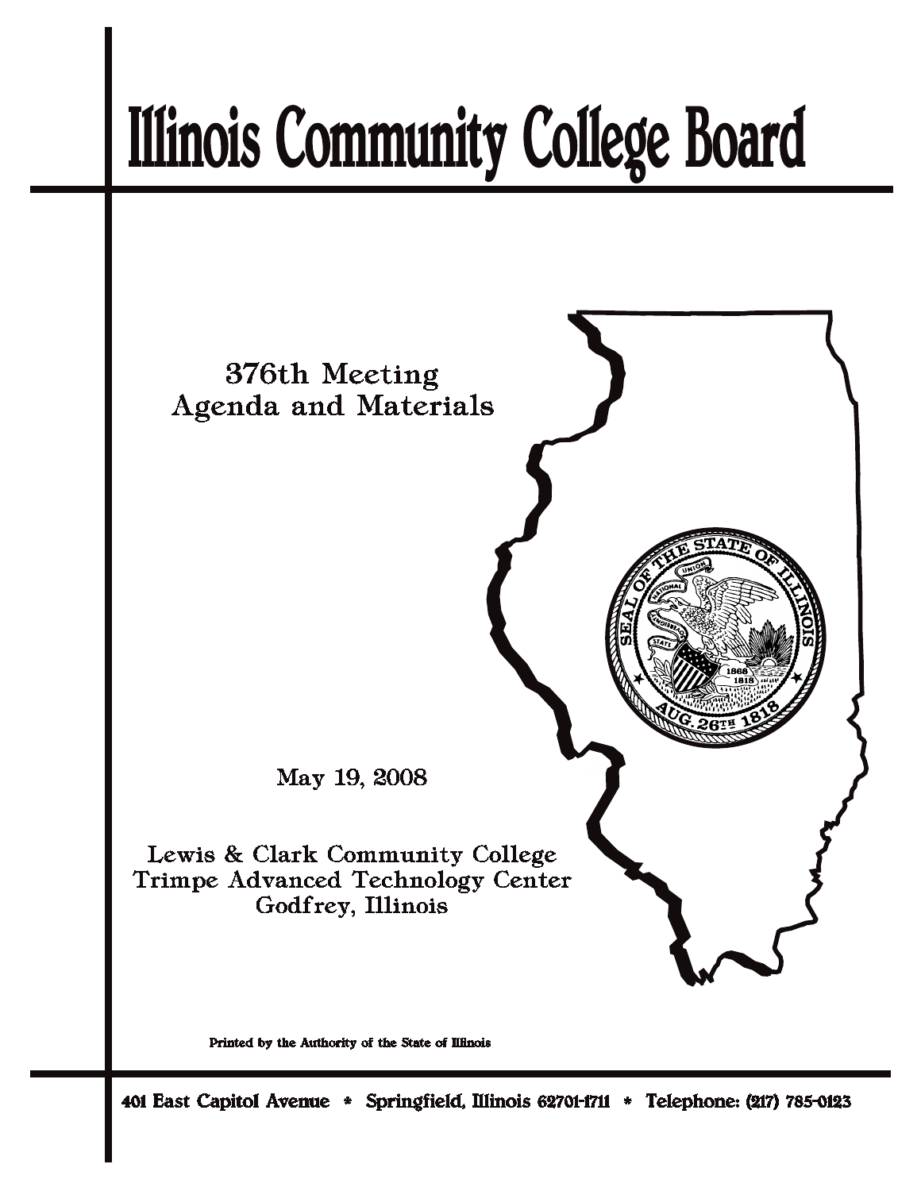# Illinois Community College Board

## 376th Meeting
## Agenda and Materials

May 19, 2008

Lewis & Clark Community College
Trimpe Advanced Technology Center
Godfrey, Illinois

Printed by the Authority of the State of Illinois

401 East Capitol Avenue * Springfield, Illinois 62701-1711 * Telephone: (217) 785-0123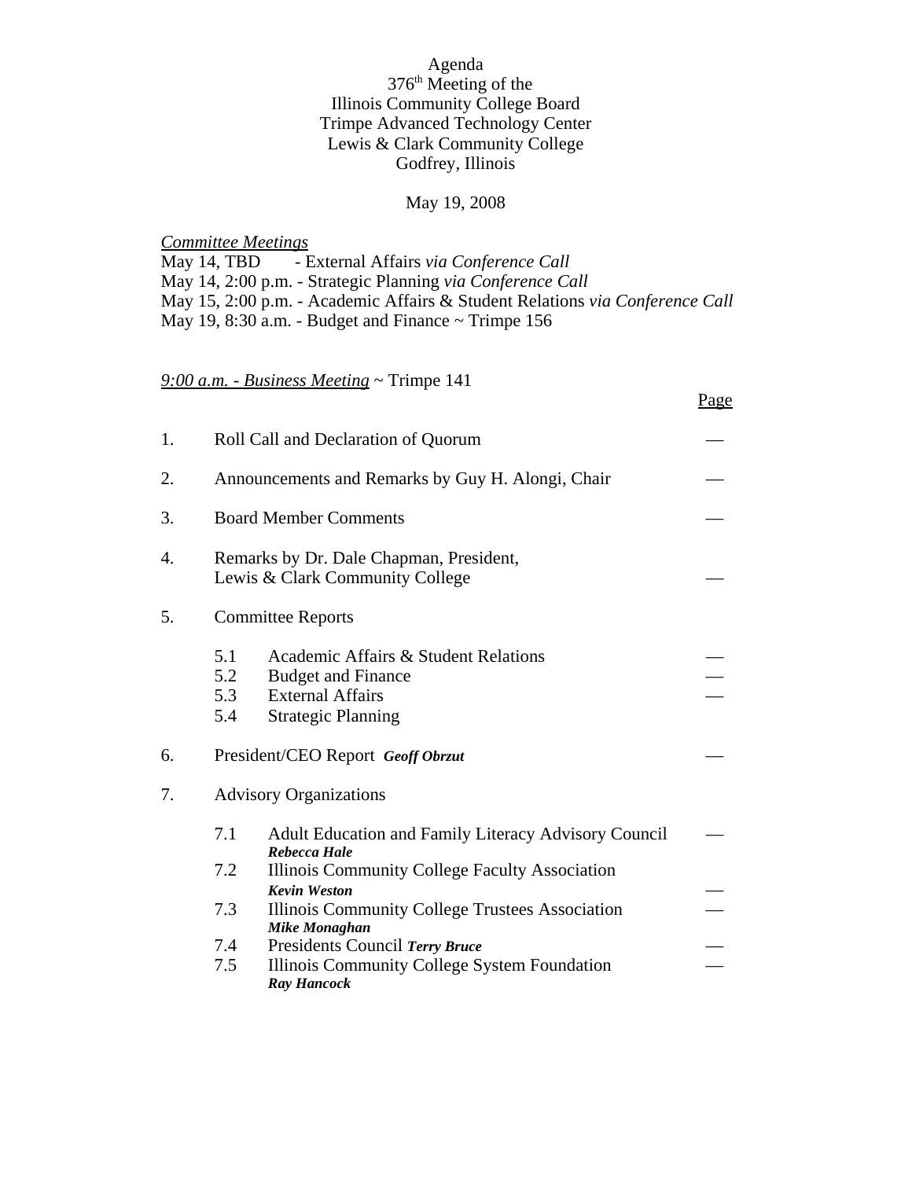Agenda
376th Meeting of the
Illinois Community College Board
Trimpe Advanced Technology Center
Lewis & Clark Community College
Godfrey, Illinois

May 19, 2008

*Committee Meetings*

May 14, TBD - External Affairs *via Conference Call*
May 14, 2:00 p.m. - Strategic Planning *via Conference Call*
May 15, 2:00 p.m. - Academic Affairs & Student Relations *via Conference Call*
May 19, 8:30 a.m. - Budget and Finance ~ Trimpe 156

*9:00 a.m. - Business Meeting* ~ Trimpe 141

| | | Page |
|---|---|---|
| 1. | Roll Call and Declaration of Quorum | — |
| 2. | Announcements and Remarks by Guy H. Alongi, Chair | — |
| 3. | Board Member Comments | — |
| 4. | Remarks by Dr. Dale Chapman, President, Lewis & Clark Community College | — |
| 5. | Committee Reports | |
| | 5.1 Academic Affairs & Student Relations | — |
| | 5.2 Budget and Finance | — |
| | 5.3 External Affairs | — |
| | 5.4 Strategic Planning | |
| 6. | President/CEO Report ***Geoff Obrzut*** | — |
| 7. | Advisory Organizations | |
| | 7.1 Adult Education and Family Literacy Advisory Council ***Rebecca Hale*** | — |
| | 7.2 Illinois Community College Faculty Association ***Kevin Weston*** | — |
| | 7.3 Illinois Community College Trustees Association ***Mike Monaghan*** | — |
| | 7.4 Presidents Council ***Terry Bruce*** | — |
| | 7.5 Illinois Community College System Foundation ***Ray Hancock*** | — |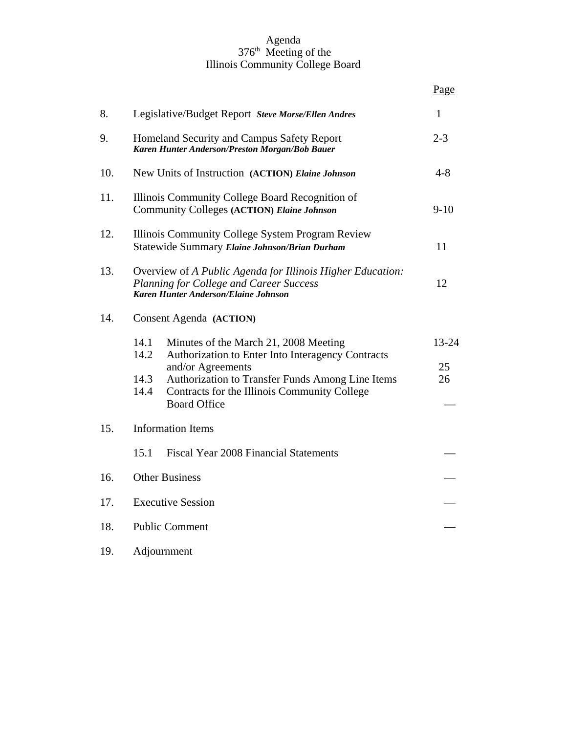Agenda
376th Meeting of the
Illinois Community College Board

| | | Page |
|---|---|---|
| 8. | Legislative/Budget Report ***Steve Morse/Ellen Andres*** | 1 |
| 9. | Homeland Security and Campus Safety Report ***Karen Hunter Anderson/Preston Morgan/Bob Bauer*** | 2-3 |
| 10. | New Units of Instruction **(ACTION)** ***Elaine Johnson*** | 4-8 |
| 11. | Illinois Community College Board Recognition of Community Colleges **(ACTION)** ***Elaine Johnson*** | 9-10 |
| 12. | Illinois Community College System Program Review Statewide Summary ***Elaine Johnson/Brian Durham*** | 11 |
| 13. | Overview of *A Public Agenda for Illinois Higher Education: Planning for College and Career Success* ***Karen Hunter Anderson/Elaine Johnson*** | 12 |
| 14. | Consent Agenda **(ACTION)** | |
| | 14.1 Minutes of the March 21, 2008 Meeting | 13-24 |
| | 14.2 Authorization to Enter Into Interagency Contracts and/or Agreements | 25 |
| | 14.3 Authorization to Transfer Funds Among Line Items | 26 |
| | 14.4 Contracts for the Illinois Community College Board Office | — |
| 15. | Information Items | |
| | 15.1 Fiscal Year 2008 Financial Statements | — |
| 16. | Other Business | — |
| 17. | Executive Session | — |
| 18. | Public Comment | — |
| 19. | Adjournment | |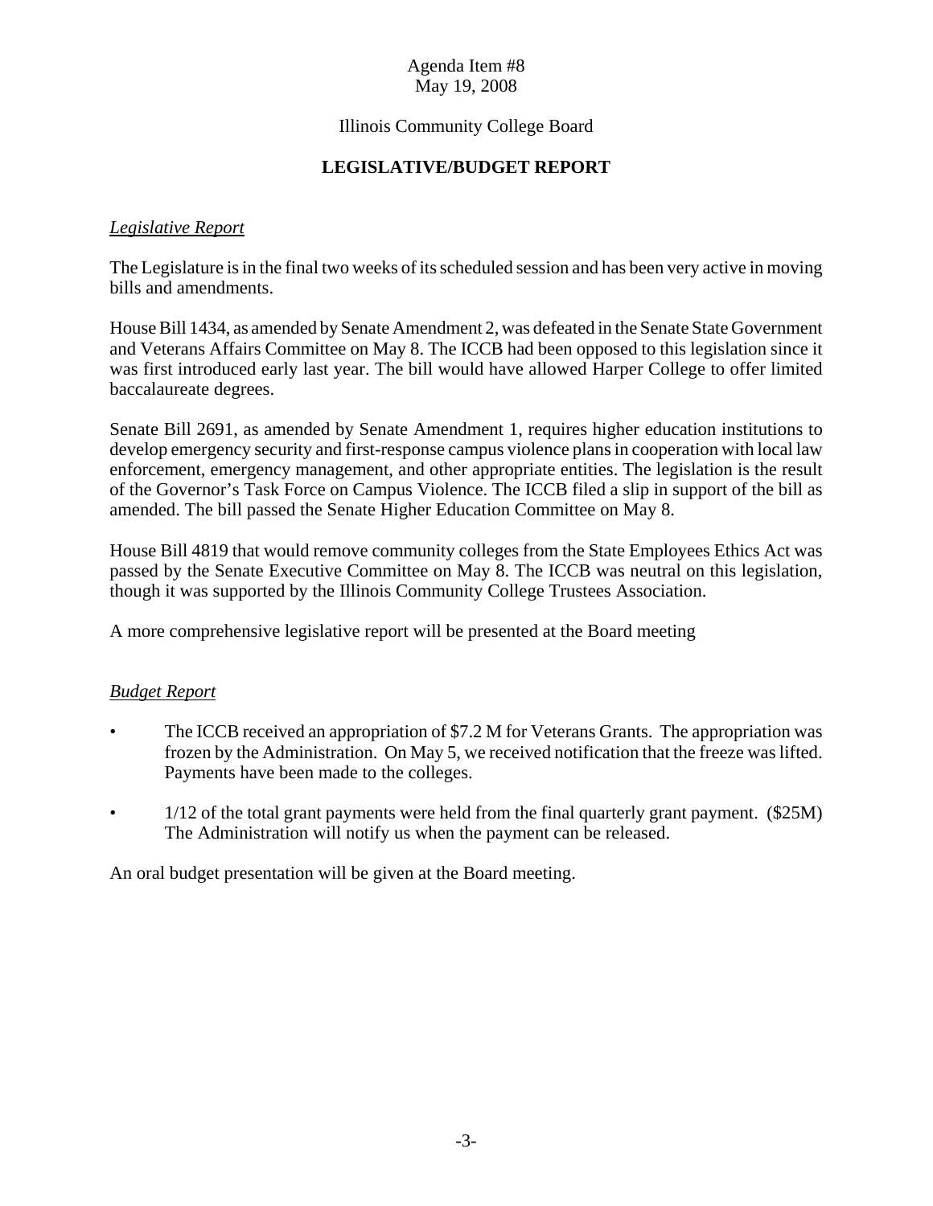Agenda Item #8
May 19, 2008

Illinois Community College Board

**LEGISLATIVE/BUDGET REPORT**

*Legislative Report*

The Legislature is in the final two weeks of its scheduled session and has been very active in moving bills and amendments.

House Bill 1434, as amended by Senate Amendment 2, was defeated in the Senate State Government and Veterans Affairs Committee on May 8. The ICCB had been opposed to this legislation since it was first introduced early last year. The bill would have allowed Harper College to offer limited baccalaureate degrees.

Senate Bill 2691, as amended by Senate Amendment 1, requires higher education institutions to develop emergency security and first-response campus violence plans in cooperation with local law enforcement, emergency management, and other appropriate entities. The legislation is the result of the Governor's Task Force on Campus Violence. The ICCB filed a slip in support of the bill as amended. The bill passed the Senate Higher Education Committee on May 8.

House Bill 4819 that would remove community colleges from the State Employees Ethics Act was passed by the Senate Executive Committee on May 8. The ICCB was neutral on this legislation, though it was supported by the Illinois Community College Trustees Association.

A more comprehensive legislative report will be presented at the Board meeting

*Budget Report*

- The ICCB received an appropriation of $7.2 M for Veterans Grants. The appropriation was frozen by the Administration. On May 5, we received notification that the freeze was lifted. Payments have been made to the colleges.
- 1/12 of the total grant payments were held from the final quarterly grant payment. ($25M) The Administration will notify us when the payment can be released.

An oral budget presentation will be given at the Board meeting.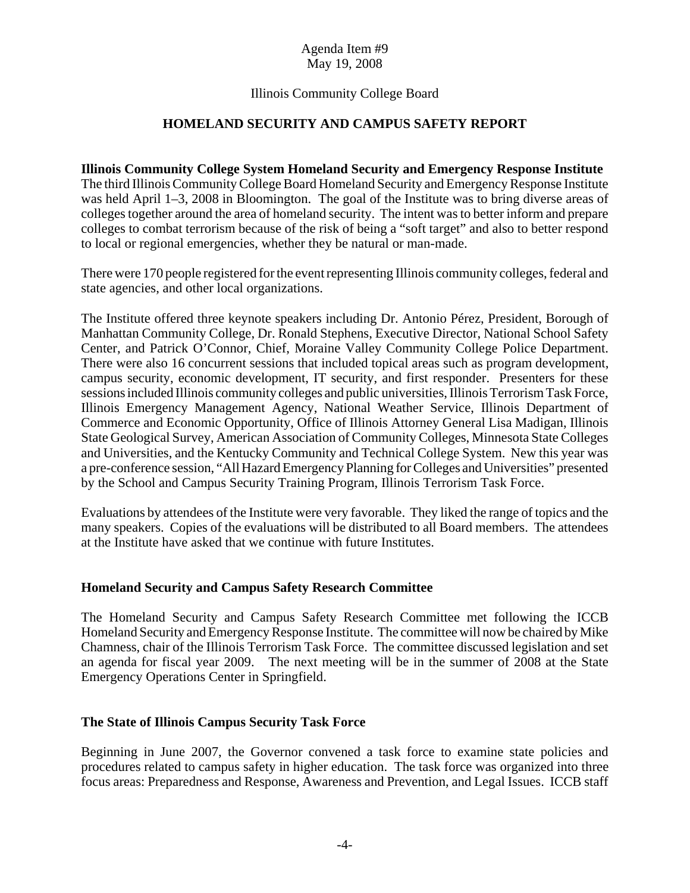Agenda Item #9
May 19, 2008

Illinois Community College Board

## HOMELAND SECURITY AND CAMPUS SAFETY REPORT

**Illinois Community College System Homeland Security and Emergency Response Institute**
The third Illinois Community College Board Homeland Security and Emergency Response Institute was held April 1–3, 2008 in Bloomington. The goal of the Institute was to bring diverse areas of colleges together around the area of homeland security. The intent was to better inform and prepare colleges to combat terrorism because of the risk of being a "soft target" and also to better respond to local or regional emergencies, whether they be natural or man-made.

There were 170 people registered for the event representing Illinois community colleges, federal and state agencies, and other local organizations.

The Institute offered three keynote speakers including Dr. Antonio Pérez, President, Borough of Manhattan Community College, Dr. Ronald Stephens, Executive Director, National School Safety Center, and Patrick O'Connor, Chief, Moraine Valley Community College Police Department. There were also 16 concurrent sessions that included topical areas such as program development, campus security, economic development, IT security, and first responder. Presenters for these sessions included Illinois community colleges and public universities, Illinois Terrorism Task Force, Illinois Emergency Management Agency, National Weather Service, Illinois Department of Commerce and Economic Opportunity, Office of Illinois Attorney General Lisa Madigan, Illinois State Geological Survey, American Association of Community Colleges, Minnesota State Colleges and Universities, and the Kentucky Community and Technical College System. New this year was a pre-conference session, "All Hazard Emergency Planning for Colleges and Universities" presented by the School and Campus Security Training Program, Illinois Terrorism Task Force.

Evaluations by attendees of the Institute were very favorable. They liked the range of topics and the many speakers. Copies of the evaluations will be distributed to all Board members. The attendees at the Institute have asked that we continue with future Institutes.

**Homeland Security and Campus Safety Research Committee**

The Homeland Security and Campus Safety Research Committee met following the ICCB Homeland Security and Emergency Response Institute. The committee will now be chaired by Mike Chamness, chair of the Illinois Terrorism Task Force. The committee discussed legislation and set an agenda for fiscal year 2009. The next meeting will be in the summer of 2008 at the State Emergency Operations Center in Springfield.

**The State of Illinois Campus Security Task Force**

Beginning in June 2007, the Governor convened a task force to examine state policies and procedures related to campus safety in higher education. The task force was organized into three focus areas: Preparedness and Response, Awareness and Prevention, and Legal Issues. ICCB staff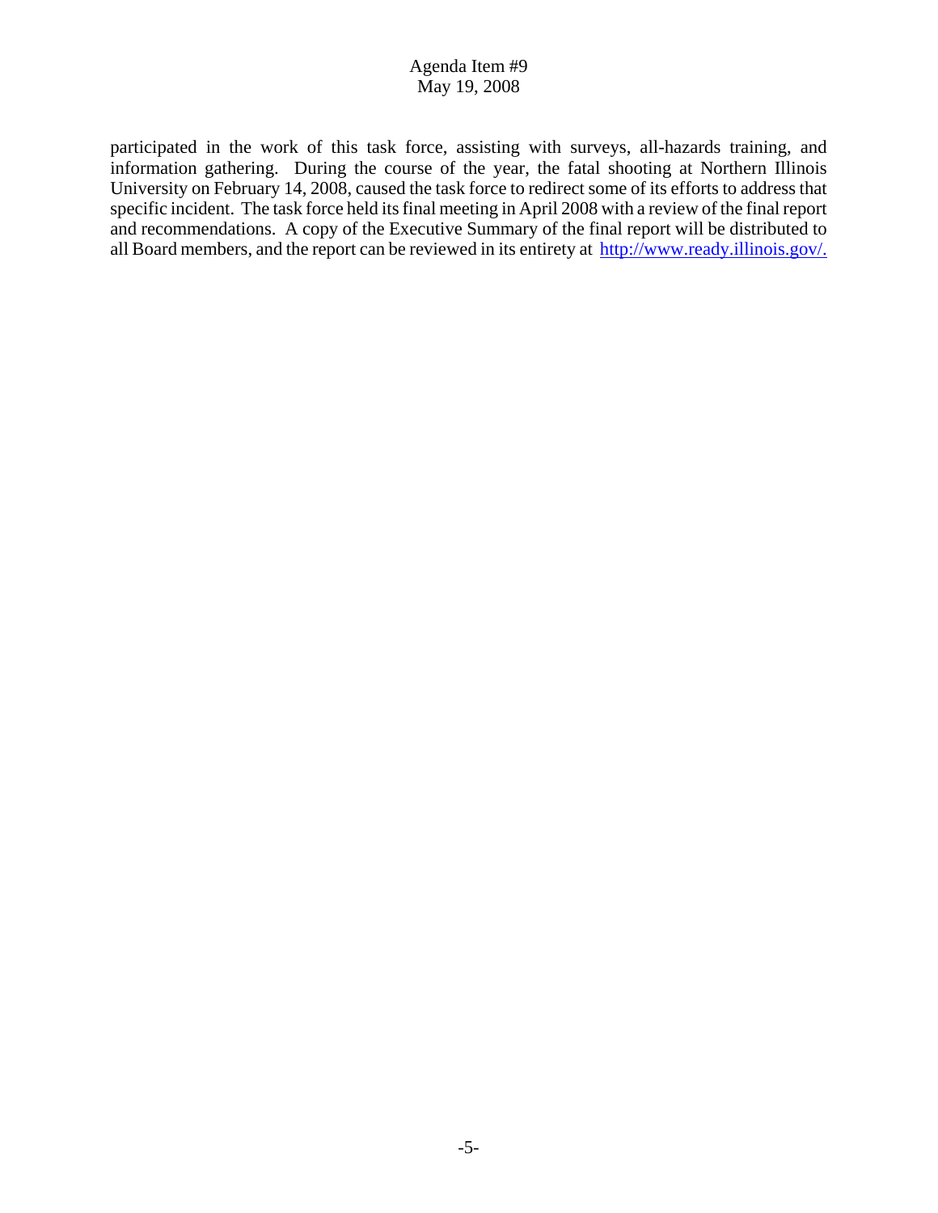participated in the work of this task force, assisting with surveys, all-hazards training, and information gathering. During the course of the year, the fatal shooting at Northern Illinois University on February 14, 2008, caused the task force to redirect some of its efforts to address that specific incident. The task force held its final meeting in April 2008 with a review of the final report and recommendations. A copy of the Executive Summary of the final report will be distributed to all Board members, and the report can be reviewed in its entirety at http://www.ready.illinois.gov/.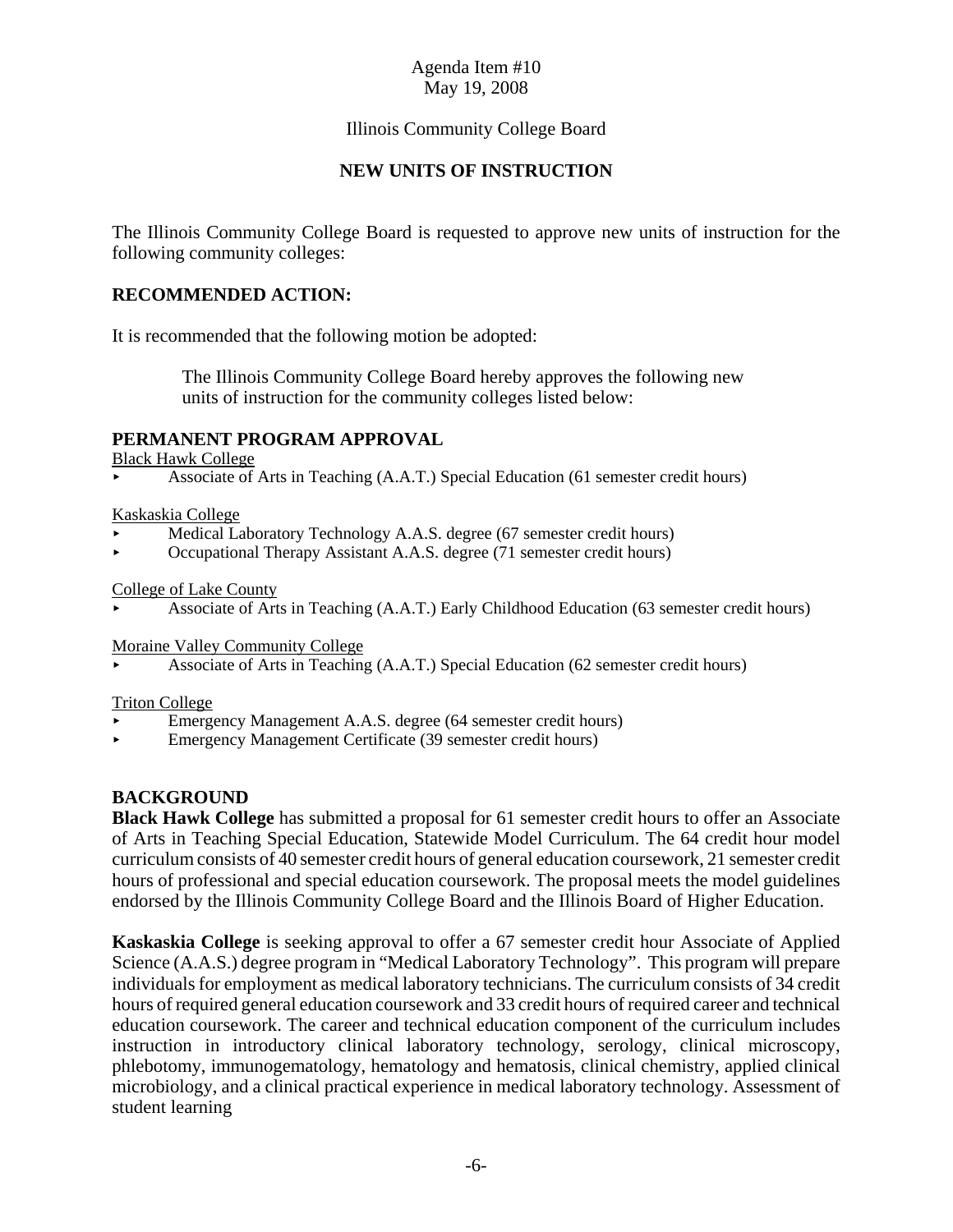Agenda Item #10
May 19, 2008

Illinois Community College Board

## NEW UNITS OF INSTRUCTION

The Illinois Community College Board is requested to approve new units of instruction for the following community colleges:

### RECOMMENDED ACTION:

It is recommended that the following motion be adopted:

> The Illinois Community College Board hereby approves the following new units of instruction for the community colleges listed below:

### PERMANENT PROGRAM APPROVAL

Black Hawk College

- Associate of Arts in Teaching (A.A.T.) Special Education (61 semester credit hours)

Kaskaskia College

- Medical Laboratory Technology A.A.S. degree (67 semester credit hours)
- Occupational Therapy Assistant A.A.S. degree (71 semester credit hours)

College of Lake County

- Associate of Arts in Teaching (A.A.T.) Early Childhood Education (63 semester credit hours)

Moraine Valley Community College

- Associate of Arts in Teaching (A.A.T.) Special Education (62 semester credit hours)

Triton College

- Emergency Management A.A.S. degree (64 semester credit hours)
- Emergency Management Certificate (39 semester credit hours)

### BACKGROUND

**Black Hawk College** has submitted a proposal for 61 semester credit hours to offer an Associate of Arts in Teaching Special Education, Statewide Model Curriculum. The 64 credit hour model curriculum consists of 40 semester credit hours of general education coursework, 21 semester credit hours of professional and special education coursework. The proposal meets the model guidelines endorsed by the Illinois Community College Board and the Illinois Board of Higher Education.

**Kaskaskia College** is seeking approval to offer a 67 semester credit hour Associate of Applied Science (A.A.S.) degree program in "Medical Laboratory Technology". This program will prepare individuals for employment as medical laboratory technicians. The curriculum consists of 34 credit hours of required general education coursework and 33 credit hours of required career and technical education coursework. The career and technical education component of the curriculum includes instruction in introductory clinical laboratory technology, serology, clinical microscopy, phlebotomy, immunogematology, hematology and hematosis, clinical chemistry, applied clinical microbiology, and a clinical practical experience in medical laboratory technology. Assessment of student learning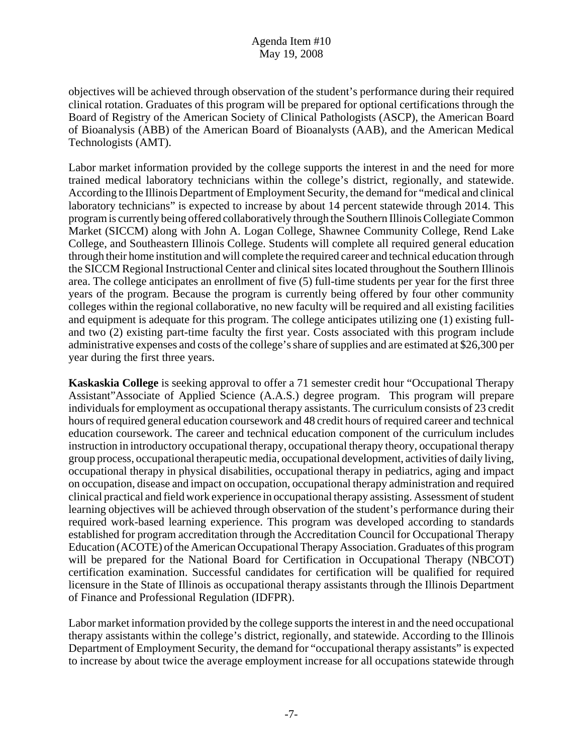objectives will be achieved through observation of the student's performance during their required clinical rotation. Graduates of this program will be prepared for optional certifications through the Board of Registry of the American Society of Clinical Pathologists (ASCP), the American Board of Bioanalysis (ABB) of the American Board of Bioanalysts (AAB), and the American Medical Technologists (AMT).

Labor market information provided by the college supports the interest in and the need for more trained medical laboratory technicians within the college's district, regionally, and statewide. According to the Illinois Department of Employment Security, the demand for "medical and clinical laboratory technicians" is expected to increase by about 14 percent statewide through 2014. This program is currently being offered collaboratively through the Southern Illinois Collegiate Common Market (SICCM) along with John A. Logan College, Shawnee Community College, Rend Lake College, and Southeastern Illinois College. Students will complete all required general education through their home institution and will complete the required career and technical education through the SICCM Regional Instructional Center and clinical sites located throughout the Southern Illinois area. The college anticipates an enrollment of five (5) full-time students per year for the first three years of the program. Because the program is currently being offered by four other community colleges within the regional collaborative, no new faculty will be required and all existing facilities and equipment is adequate for this program. The college anticipates utilizing one (1) existing full- and two (2) existing part-time faculty the first year. Costs associated with this program include administrative expenses and costs of the college's share of supplies and are estimated at $26,300 per year during the first three years.

**Kaskaskia College** is seeking approval to offer a 71 semester credit hour "Occupational Therapy Assistant"Associate of Applied Science (A.A.S.) degree program. This program will prepare individuals for employment as occupational therapy assistants. The curriculum consists of 23 credit hours of required general education coursework and 48 credit hours of required career and technical education coursework. The career and technical education component of the curriculum includes instruction in introductory occupational therapy, occupational therapy theory, occupational therapy group process, occupational therapeutic media, occupational development, activities of daily living, occupational therapy in physical disabilities, occupational therapy in pediatrics, aging and impact on occupation, disease and impact on occupation, occupational therapy administration and required clinical practical and field work experience in occupational therapy assisting. Assessment of student learning objectives will be achieved through observation of the student's performance during their required work-based learning experience. This program was developed according to standards established for program accreditation through the Accreditation Council for Occupational Therapy Education (ACOTE) of the American Occupational Therapy Association. Graduates of this program will be prepared for the National Board for Certification in Occupational Therapy (NBCOT) certification examination. Successful candidates for certification will be qualified for required licensure in the State of Illinois as occupational therapy assistants through the Illinois Department of Finance and Professional Regulation (IDFPR).

Labor market information provided by the college supports the interest in and the need occupational therapy assistants within the college's district, regionally, and statewide. According to the Illinois Department of Employment Security, the demand for "occupational therapy assistants" is expected to increase by about twice the average employment increase for all occupations statewide through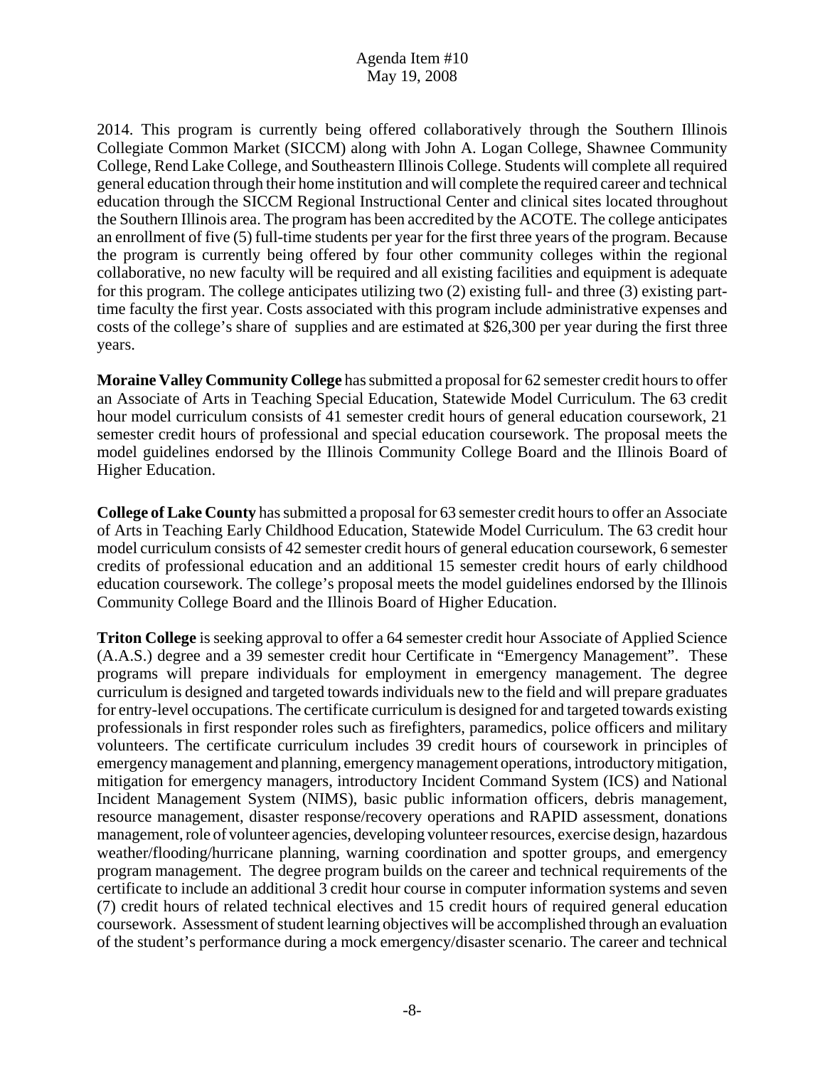2014. This program is currently being offered collaboratively through the Southern Illinois Collegiate Common Market (SICCM) along with John A. Logan College, Shawnee Community College, Rend Lake College, and Southeastern Illinois College. Students will complete all required general education through their home institution and will complete the required career and technical education through the SICCM Regional Instructional Center and clinical sites located throughout the Southern Illinois area. The program has been accredited by the ACOTE. The college anticipates an enrollment of five (5) full-time students per year for the first three years of the program. Because the program is currently being offered by four other community colleges within the regional collaborative, no new faculty will be required and all existing facilities and equipment is adequate for this program. The college anticipates utilizing two (2) existing full- and three (3) existing part-time faculty the first year. Costs associated with this program include administrative expenses and costs of the college's share of supplies and are estimated at $26,300 per year during the first three years.

**Moraine Valley Community College** has submitted a proposal for 62 semester credit hours to offer an Associate of Arts in Teaching Special Education, Statewide Model Curriculum. The 63 credit hour model curriculum consists of 41 semester credit hours of general education coursework, 21 semester credit hours of professional and special education coursework. The proposal meets the model guidelines endorsed by the Illinois Community College Board and the Illinois Board of Higher Education.

**College of Lake County** has submitted a proposal for 63 semester credit hours to offer an Associate of Arts in Teaching Early Childhood Education, Statewide Model Curriculum. The 63 credit hour model curriculum consists of 42 semester credit hours of general education coursework, 6 semester credits of professional education and an additional 15 semester credit hours of early childhood education coursework. The college's proposal meets the model guidelines endorsed by the Illinois Community College Board and the Illinois Board of Higher Education.

**Triton College** is seeking approval to offer a 64 semester credit hour Associate of Applied Science (A.A.S.) degree and a 39 semester credit hour Certificate in "Emergency Management". These programs will prepare individuals for employment in emergency management. The degree curriculum is designed and targeted towards individuals new to the field and will prepare graduates for entry-level occupations. The certificate curriculum is designed for and targeted towards existing professionals in first responder roles such as firefighters, paramedics, police officers and military volunteers. The certificate curriculum includes 39 credit hours of coursework in principles of emergency management and planning, emergency management operations, introductory mitigation, mitigation for emergency managers, introductory Incident Command System (ICS) and National Incident Management System (NIMS), basic public information officers, debris management, resource management, disaster response/recovery operations and RAPID assessment, donations management, role of volunteer agencies, developing volunteer resources, exercise design, hazardous weather/flooding/hurricane planning, warning coordination and spotter groups, and emergency program management. The degree program builds on the career and technical requirements of the certificate to include an additional 3 credit hour course in computer information systems and seven (7) credit hours of related technical electives and 15 credit hours of required general education coursework. Assessment of student learning objectives will be accomplished through an evaluation of the student's performance during a mock emergency/disaster scenario. The career and technical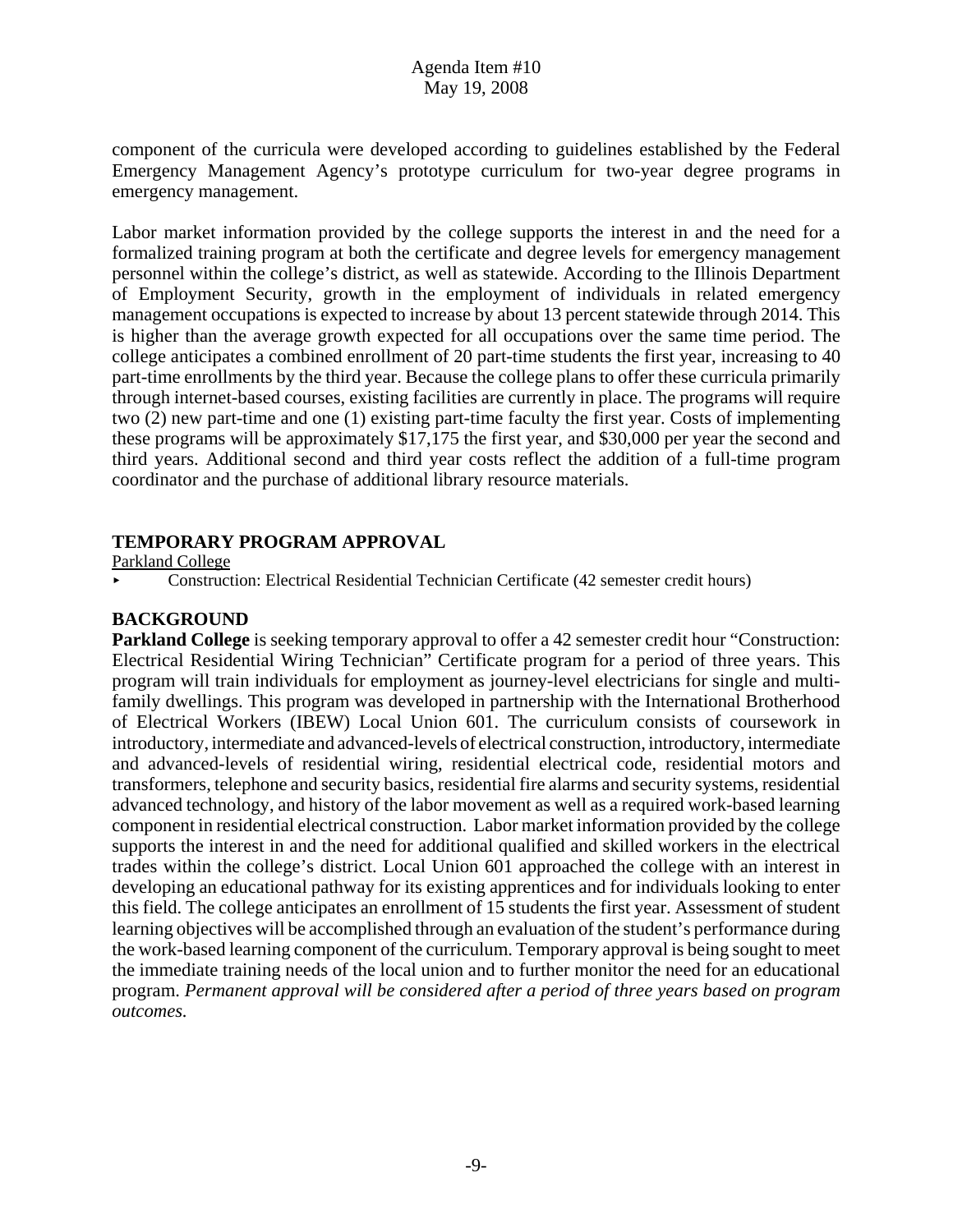component of the curricula were developed according to guidelines established by the Federal Emergency Management Agency's prototype curriculum for two-year degree programs in emergency management.

Labor market information provided by the college supports the interest in and the need for a formalized training program at both the certificate and degree levels for emergency management personnel within the college's district, as well as statewide. According to the Illinois Department of Employment Security, growth in the employment of individuals in related emergency management occupations is expected to increase by about 13 percent statewide through 2014. This is higher than the average growth expected for all occupations over the same time period. The college anticipates a combined enrollment of 20 part-time students the first year, increasing to 40 part-time enrollments by the third year. Because the college plans to offer these curricula primarily through internet-based courses, existing facilities are currently in place. The programs will require two (2) new part-time and one (1) existing part-time faculty the first year. Costs of implementing these programs will be approximately $17,175 the first year, and $30,000 per year the second and third years. Additional second and third year costs reflect the addition of a full-time program coordinator and the purchase of additional library resource materials.

## TEMPORARY PROGRAM APPROVAL

Parkland College

- Construction: Electrical Residential Technician Certificate (42 semester credit hours)

## BACKGROUND

**Parkland College** is seeking temporary approval to offer a 42 semester credit hour "Construction: Electrical Residential Wiring Technician" Certificate program for a period of three years. This program will train individuals for employment as journey-level electricians for single and multi-family dwellings. This program was developed in partnership with the International Brotherhood of Electrical Workers (IBEW) Local Union 601. The curriculum consists of coursework in introductory, intermediate and advanced-levels of electrical construction, introductory, intermediate and advanced-levels of residential wiring, residential electrical code, residential motors and transformers, telephone and security basics, residential fire alarms and security systems, residential advanced technology, and history of the labor movement as well as a required work-based learning component in residential electrical construction. Labor market information provided by the college supports the interest in and the need for additional qualified and skilled workers in the electrical trades within the college's district. Local Union 601 approached the college with an interest in developing an educational pathway for its existing apprentices and for individuals looking to enter this field. The college anticipates an enrollment of 15 students the first year. Assessment of student learning objectives will be accomplished through an evaluation of the student's performance during the work-based learning component of the curriculum. Temporary approval is being sought to meet the immediate training needs of the local union and to further monitor the need for an educational program. *Permanent approval will be considered after a period of three years based on program outcomes.*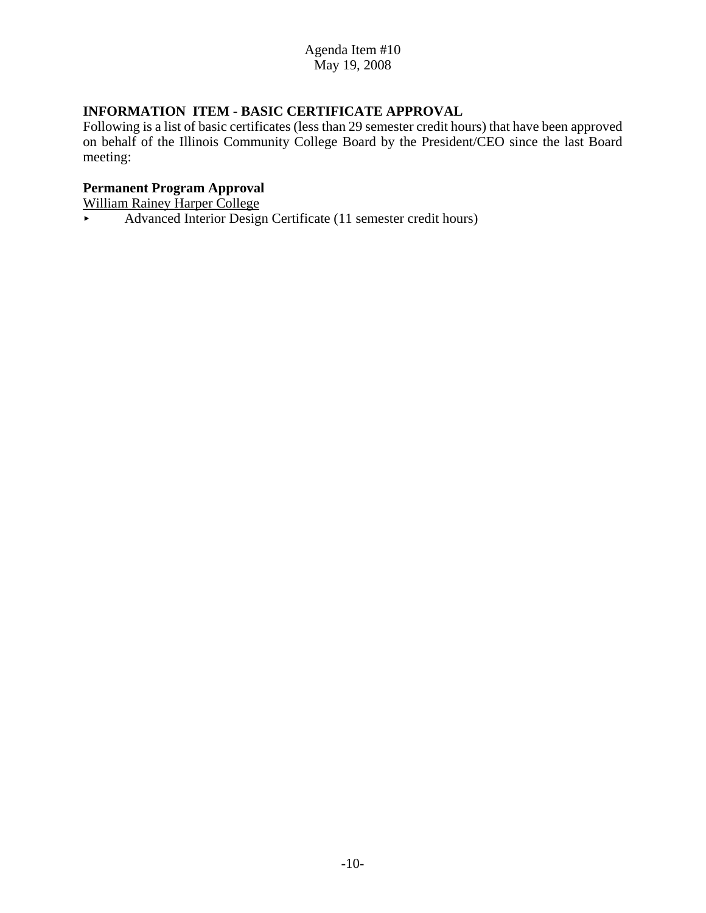Agenda Item #10
May 19, 2008

## INFORMATION ITEM - BASIC CERTIFICATE APPROVAL

Following is a list of basic certificates (less than 29 semester credit hours) that have been approved on behalf of the Illinois Community College Board by the President/CEO since the last Board meeting:

**Permanent Program Approval**

William Rainey Harper College

- Advanced Interior Design Certificate (11 semester credit hours)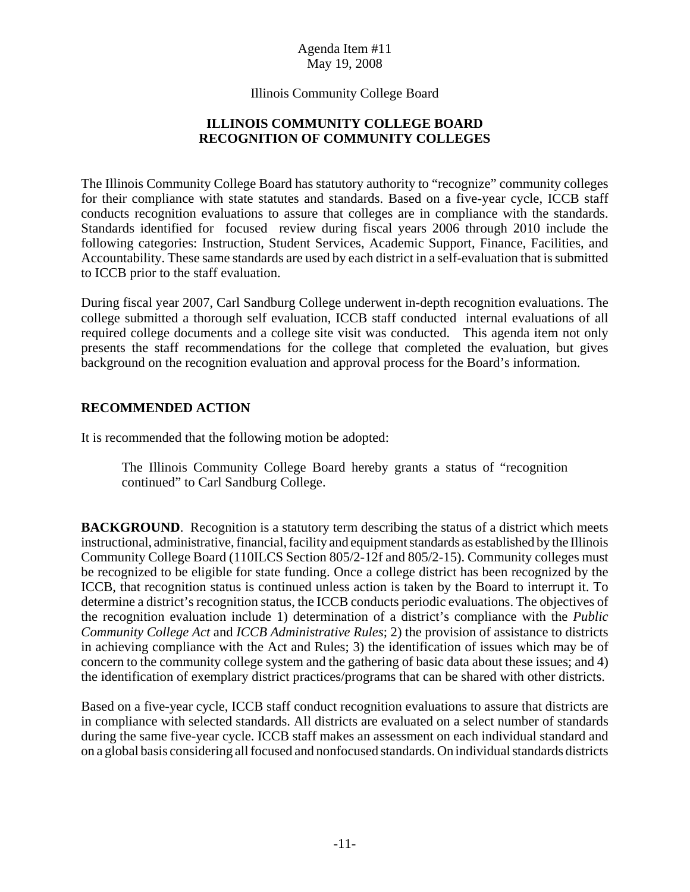Agenda Item #11
May 19, 2008

Illinois Community College Board

## ILLINOIS COMMUNITY COLLEGE BOARD
## RECOGNITION OF COMMUNITY COLLEGES

The Illinois Community College Board has statutory authority to "recognize" community colleges for their compliance with state statutes and standards. Based on a five-year cycle, ICCB staff conducts recognition evaluations to assure that colleges are in compliance with the standards. Standards identified for focused review during fiscal years 2006 through 2010 include the following categories: Instruction, Student Services, Academic Support, Finance, Facilities, and Accountability. These same standards are used by each district in a self-evaluation that is submitted to ICCB prior to the staff evaluation.

During fiscal year 2007, Carl Sandburg College underwent in-depth recognition evaluations. The college submitted a thorough self evaluation, ICCB staff conducted internal evaluations of all required college documents and a college site visit was conducted. This agenda item not only presents the staff recommendations for the college that completed the evaluation, but gives background on the recognition evaluation and approval process for the Board's information.

### RECOMMENDED ACTION

It is recommended that the following motion be adopted:

> The Illinois Community College Board hereby grants a status of "recognition continued" to Carl Sandburg College.

**BACKGROUND**. Recognition is a statutory term describing the status of a district which meets instructional, administrative, financial, facility and equipment standards as established by the Illinois Community College Board (110ILCS Section 805/2-12f and 805/2-15). Community colleges must be recognized to be eligible for state funding. Once a college district has been recognized by the ICCB, that recognition status is continued unless action is taken by the Board to interrupt it. To determine a district's recognition status, the ICCB conducts periodic evaluations. The objectives of the recognition evaluation include 1) determination of a district's compliance with the *Public Community College Act* and *ICCB Administrative Rules*; 2) the provision of assistance to districts in achieving compliance with the Act and Rules; 3) the identification of issues which may be of concern to the community college system and the gathering of basic data about these issues; and 4) the identification of exemplary district practices/programs that can be shared with other districts.

Based on a five-year cycle, ICCB staff conduct recognition evaluations to assure that districts are in compliance with selected standards. All districts are evaluated on a select number of standards during the same five-year cycle. ICCB staff makes an assessment on each individual standard and on a global basis considering all focused and nonfocused standards. On individual standards districts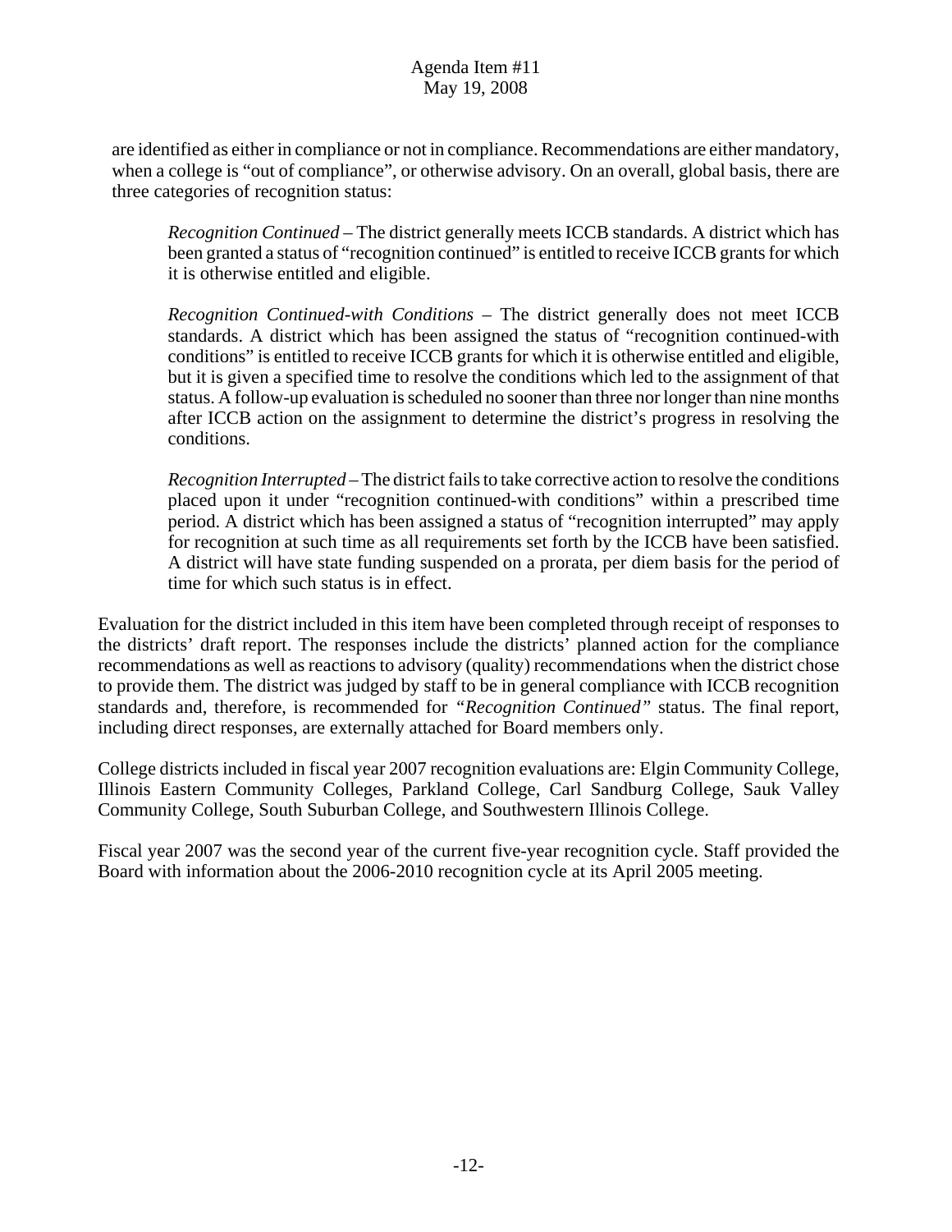are identified as either in compliance or not in compliance. Recommendations are either mandatory, when a college is "out of compliance", or otherwise advisory. On an overall, global basis, there are three categories of recognition status:

> *Recognition Continued* – The district generally meets ICCB standards. A district which has been granted a status of "recognition continued" is entitled to receive ICCB grants for which it is otherwise entitled and eligible.
>
> *Recognition Continued-with Conditions* – The district generally does not meet ICCB standards. A district which has been assigned the status of "recognition continued-with conditions" is entitled to receive ICCB grants for which it is otherwise entitled and eligible, but it is given a specified time to resolve the conditions which led to the assignment of that status. A follow-up evaluation is scheduled no sooner than three nor longer than nine months after ICCB action on the assignment to determine the district's progress in resolving the conditions.
>
> *Recognition Interrupted* – The district fails to take corrective action to resolve the conditions placed upon it under "recognition continued-with conditions" within a prescribed time period. A district which has been assigned a status of "recognition interrupted" may apply for recognition at such time as all requirements set forth by the ICCB have been satisfied. A district will have state funding suspended on a prorata, per diem basis for the period of time for which such status is in effect.

Evaluation for the district included in this item have been completed through receipt of responses to the districts' draft report. The responses include the districts' planned action for the compliance recommendations as well as reactions to advisory (quality) recommendations when the district chose to provide them. The district was judged by staff to be in general compliance with ICCB recognition standards and, therefore, is recommended for *"Recognition Continued"* status. The final report, including direct responses, are externally attached for Board members only.

College districts included in fiscal year 2007 recognition evaluations are: Elgin Community College, Illinois Eastern Community Colleges, Parkland College, Carl Sandburg College, Sauk Valley Community College, South Suburban College, and Southwestern Illinois College.

Fiscal year 2007 was the second year of the current five-year recognition cycle. Staff provided the Board with information about the 2006-2010 recognition cycle at its April 2005 meeting.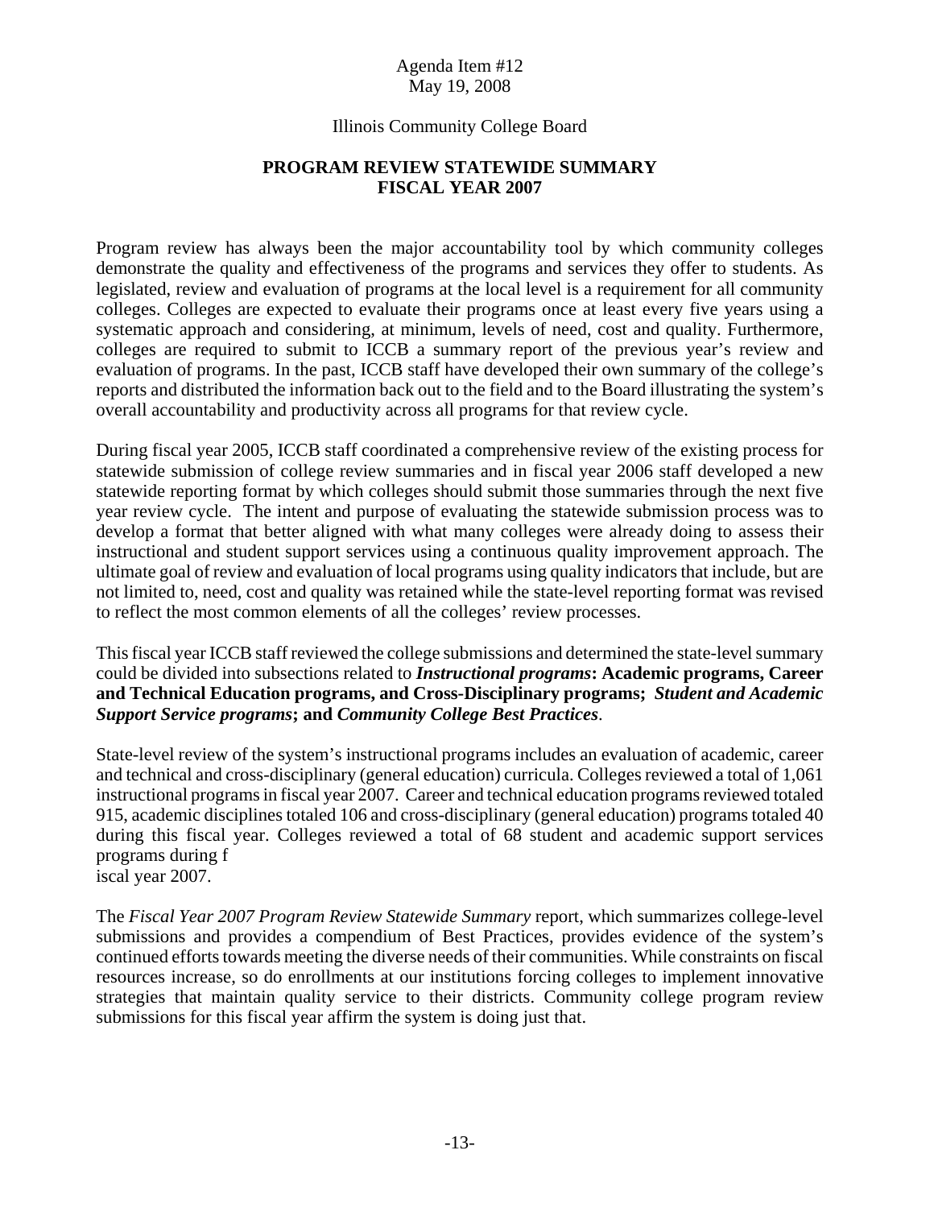Agenda Item #12
May 19, 2008

Illinois Community College Board

## PROGRAM REVIEW STATEWIDE SUMMARY FISCAL YEAR 2007

Program review has always been the major accountability tool by which community colleges demonstrate the quality and effectiveness of the programs and services they offer to students. As legislated, review and evaluation of programs at the local level is a requirement for all community colleges. Colleges are expected to evaluate their programs once at least every five years using a systematic approach and considering, at minimum, levels of need, cost and quality. Furthermore, colleges are required to submit to ICCB a summary report of the previous year's review and evaluation of programs. In the past, ICCB staff have developed their own summary of the college's reports and distributed the information back out to the field and to the Board illustrating the system's overall accountability and productivity across all programs for that review cycle.

During fiscal year 2005, ICCB staff coordinated a comprehensive review of the existing process for statewide submission of college review summaries and in fiscal year 2006 staff developed a new statewide reporting format by which colleges should submit those summaries through the next five year review cycle. The intent and purpose of evaluating the statewide submission process was to develop a format that better aligned with what many colleges were already doing to assess their instructional and student support services using a continuous quality improvement approach. The ultimate goal of review and evaluation of local programs using quality indicators that include, but are not limited to, need, cost and quality was retained while the state-level reporting format was revised to reflect the most common elements of all the colleges' review processes.

This fiscal year ICCB staff reviewed the college submissions and determined the state-level summary could be divided into subsections related to ***Instructional programs*: Academic programs, Career and Technical Education programs, and Cross-Disciplinary programs; *Student and Academic Support Service programs*; and *Community College Best Practices***.

State-level review of the system's instructional programs includes an evaluation of academic, career and technical and cross-disciplinary (general education) curricula. Colleges reviewed a total of 1,061 instructional programs in fiscal year 2007. Career and technical education programs reviewed totaled 915, academic disciplines totaled 106 and cross-disciplinary (general education) programs totaled 40 during this fiscal year. Colleges reviewed a total of 68 student and academic support services programs during fiscal year 2007.

The *Fiscal Year 2007 Program Review Statewide Summary* report, which summarizes college-level submissions and provides a compendium of Best Practices, provides evidence of the system's continued efforts towards meeting the diverse needs of their communities. While constraints on fiscal resources increase, so do enrollments at our institutions forcing colleges to implement innovative strategies that maintain quality service to their districts. Community college program review submissions for this fiscal year affirm the system is doing just that.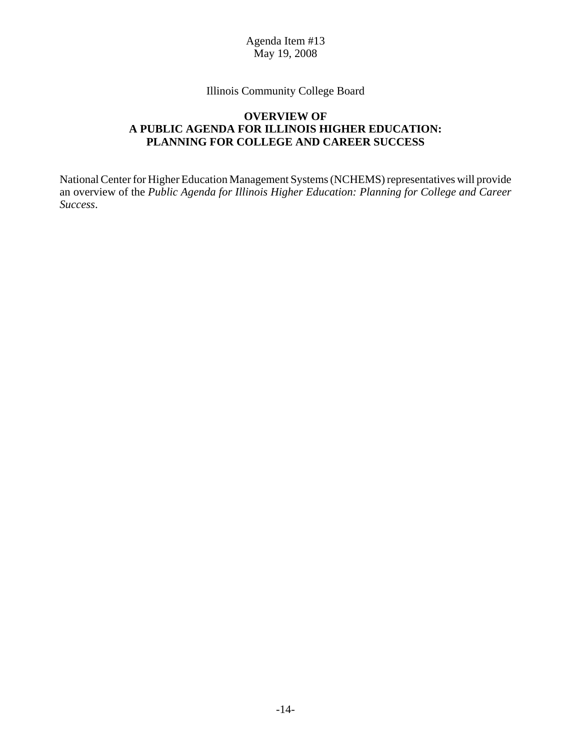Agenda Item #13
May 19, 2008

Illinois Community College Board

**OVERVIEW OF**
**A PUBLIC AGENDA FOR ILLINOIS HIGHER EDUCATION:**
**PLANNING FOR COLLEGE AND CAREER SUCCESS**

National Center for Higher Education Management Systems (NCHEMS) representatives will provide an overview of the *Public Agenda for Illinois Higher Education: Planning for College and Career Success*.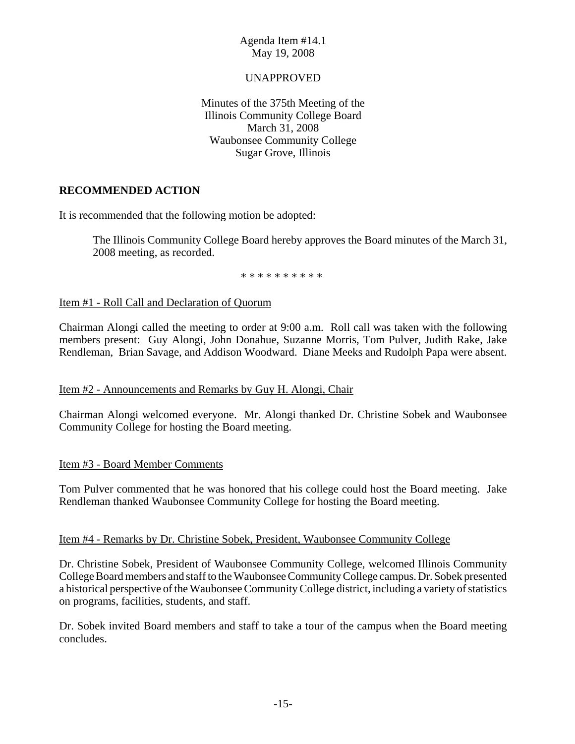Agenda Item #14.1
May 19, 2008

UNAPPROVED

Minutes of the 375th Meeting of the
Illinois Community College Board
March 31, 2008
Waubonsee Community College
Sugar Grove, Illinois

**RECOMMENDED ACTION**

It is recommended that the following motion be adopted:

> The Illinois Community College Board hereby approves the Board minutes of the March 31, 2008 meeting, as recorded.

* * * * * * * * * *

Item #1 - Roll Call and Declaration of Quorum

Chairman Alongi called the meeting to order at 9:00 a.m. Roll call was taken with the following members present: Guy Alongi, John Donahue, Suzanne Morris, Tom Pulver, Judith Rake, Jake Rendleman, Brian Savage, and Addison Woodward. Diane Meeks and Rudolph Papa were absent.

Item #2 - Announcements and Remarks by Guy H. Alongi, Chair

Chairman Alongi welcomed everyone. Mr. Alongi thanked Dr. Christine Sobek and Waubonsee Community College for hosting the Board meeting.

Item #3 - Board Member Comments

Tom Pulver commented that he was honored that his college could host the Board meeting. Jake Rendleman thanked Waubonsee Community College for hosting the Board meeting.

Item #4 - Remarks by Dr. Christine Sobek, President, Waubonsee Community College

Dr. Christine Sobek, President of Waubonsee Community College, welcomed Illinois Community College Board members and staff to the Waubonsee Community College campus. Dr. Sobek presented a historical perspective of the Waubonsee Community College district, including a variety of statistics on programs, facilities, students, and staff.

Dr. Sobek invited Board members and staff to take a tour of the campus when the Board meeting concludes.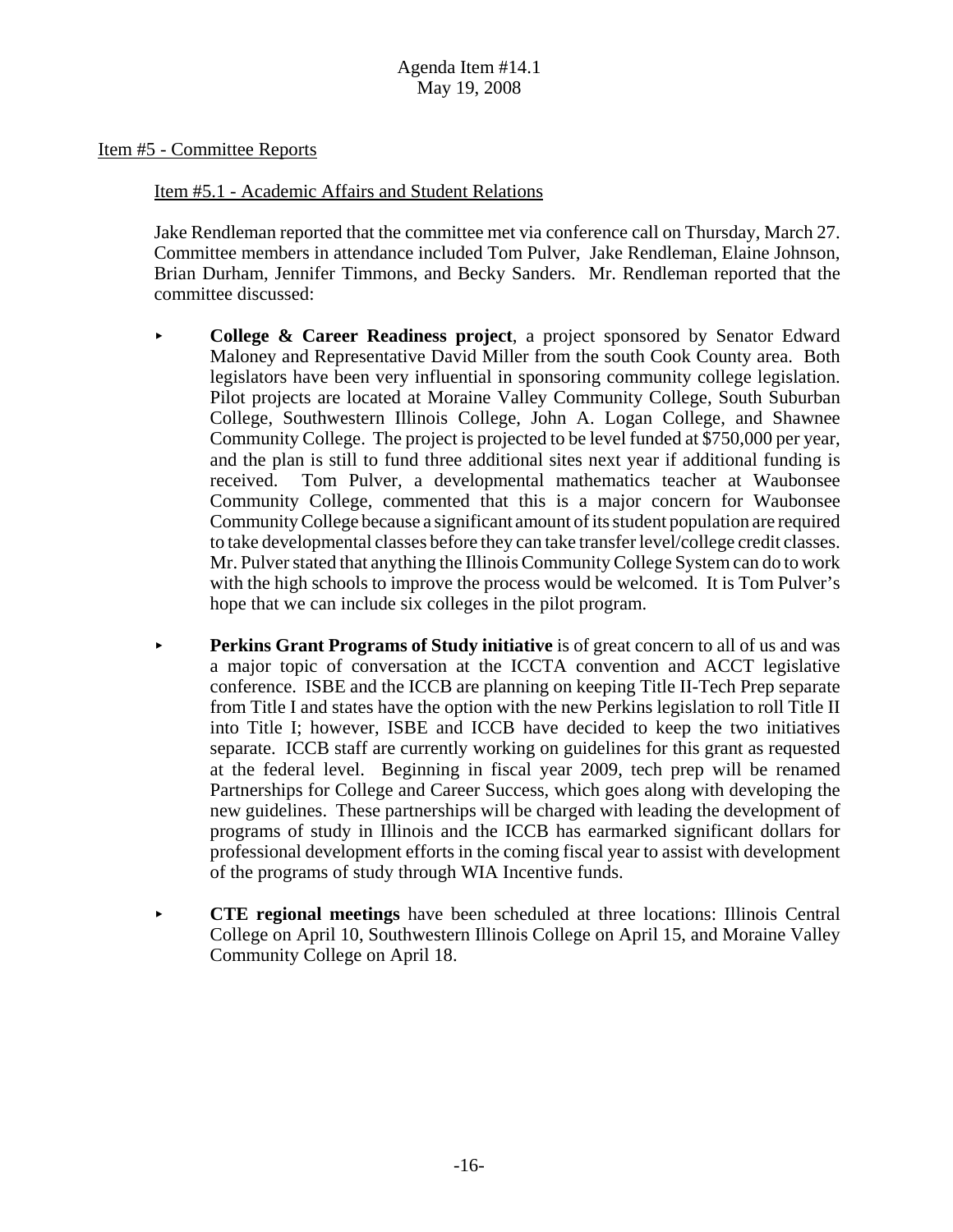Agenda Item #14.1
May 19, 2008

Item #5 - Committee Reports

Item #5.1 - Academic Affairs and Student Relations

Jake Rendleman reported that the committee met via conference call on Thursday, March 27. Committee members in attendance included Tom Pulver, Jake Rendleman, Elaine Johnson, Brian Durham, Jennifer Timmons, and Becky Sanders. Mr. Rendleman reported that the committee discussed:

- **College & Career Readiness project**, a project sponsored by Senator Edward Maloney and Representative David Miller from the south Cook County area. Both legislators have been very influential in sponsoring community college legislation. Pilot projects are located at Moraine Valley Community College, South Suburban College, Southwestern Illinois College, John A. Logan College, and Shawnee Community College. The project is projected to be level funded at $750,000 per year, and the plan is still to fund three additional sites next year if additional funding is received. Tom Pulver, a developmental mathematics teacher at Waubonsee Community College, commented that this is a major concern for Waubonsee Community College because a significant amount of its student population are required to take developmental classes before they can take transfer level/college credit classes. Mr. Pulver stated that anything the Illinois Community College System can do to work with the high schools to improve the process would be welcomed. It is Tom Pulver's hope that we can include six colleges in the pilot program.

- **Perkins Grant Programs of Study initiative** is of great concern to all of us and was a major topic of conversation at the ICCTA convention and ACCT legislative conference. ISBE and the ICCB are planning on keeping Title II-Tech Prep separate from Title I and states have the option with the new Perkins legislation to roll Title II into Title I; however, ISBE and ICCB have decided to keep the two initiatives separate. ICCB staff are currently working on guidelines for this grant as requested at the federal level. Beginning in fiscal year 2009, tech prep will be renamed Partnerships for College and Career Success, which goes along with developing the new guidelines. These partnerships will be charged with leading the development of programs of study in Illinois and the ICCB has earmarked significant dollars for professional development efforts in the coming fiscal year to assist with development of the programs of study through WIA Incentive funds.

- **CTE regional meetings** have been scheduled at three locations: Illinois Central College on April 10, Southwestern Illinois College on April 15, and Moraine Valley Community College on April 18.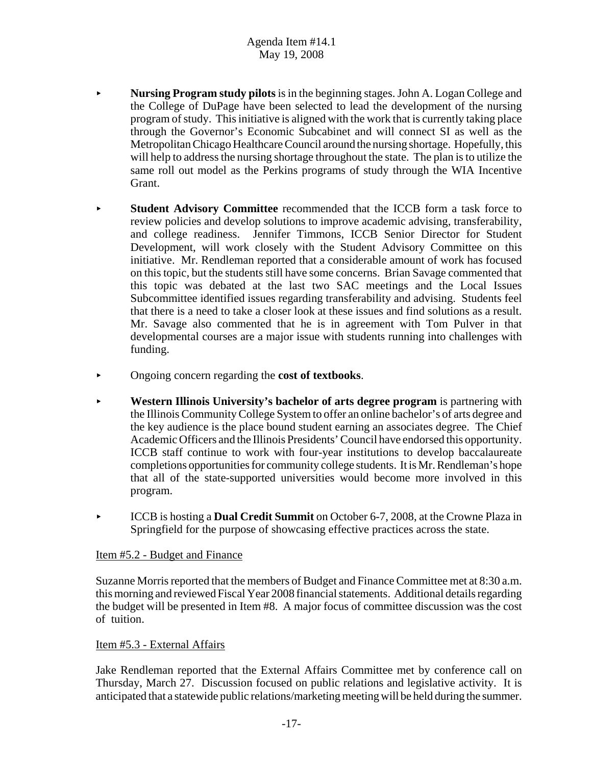- **Nursing Program study pilots** is in the beginning stages. John A. Logan College and the College of DuPage have been selected to lead the development of the nursing program of study. This initiative is aligned with the work that is currently taking place through the Governor's Economic Subcabinet and will connect SI as well as the Metropolitan Chicago Healthcare Council around the nursing shortage. Hopefully, this will help to address the nursing shortage throughout the state. The plan is to utilize the same roll out model as the Perkins programs of study through the WIA Incentive Grant.

- **Student Advisory Committee** recommended that the ICCB form a task force to review policies and develop solutions to improve academic advising, transferability, and college readiness. Jennifer Timmons, ICCB Senior Director for Student Development, will work closely with the Student Advisory Committee on this initiative. Mr. Rendleman reported that a considerable amount of work has focused on this topic, but the students still have some concerns. Brian Savage commented that this topic was debated at the last two SAC meetings and the Local Issues Subcommittee identified issues regarding transferability and advising. Students feel that there is a need to take a closer look at these issues and find solutions as a result. Mr. Savage also commented that he is in agreement with Tom Pulver in that developmental courses are a major issue with students running into challenges with funding.

- Ongoing concern regarding the **cost of textbooks**.

- **Western Illinois University's bachelor of arts degree program** is partnering with the Illinois Community College System to offer an online bachelor's of arts degree and the key audience is the place bound student earning an associates degree. The Chief Academic Officers and the Illinois Presidents' Council have endorsed this opportunity. ICCB staff continue to work with four-year institutions to develop baccalaureate completions opportunities for community college students. It is Mr. Rendleman's hope that all of the state-supported universities would become more involved in this program.

- ICCB is hosting a **Dual Credit Summit** on October 6-7, 2008, at the Crowne Plaza in Springfield for the purpose of showcasing effective practices across the state.

Item #5.2 - Budget and Finance

Suzanne Morris reported that the members of Budget and Finance Committee met at 8:30 a.m. this morning and reviewed Fiscal Year 2008 financial statements. Additional details regarding the budget will be presented in Item #8. A major focus of committee discussion was the cost of tuition.

Item #5.3 - External Affairs

Jake Rendleman reported that the External Affairs Committee met by conference call on Thursday, March 27. Discussion focused on public relations and legislative activity. It is anticipated that a statewide public relations/marketing meeting will be held during the summer.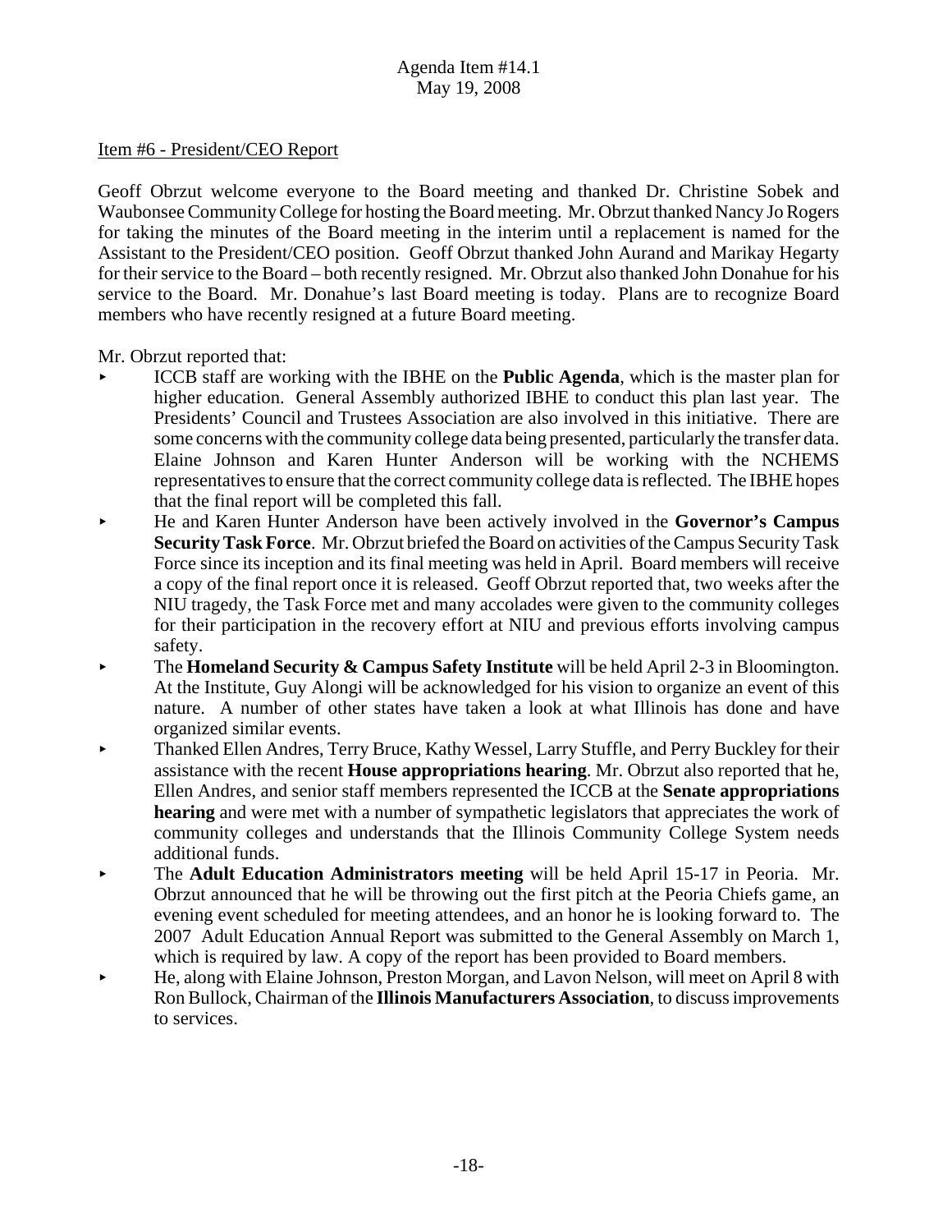Agenda Item #14.1
May 19, 2008

Item #6 - President/CEO Report

Geoff Obrzut welcome everyone to the Board meeting and thanked Dr. Christine Sobek and Waubonsee Community College for hosting the Board meeting. Mr. Obrzut thanked Nancy Jo Rogers for taking the minutes of the Board meeting in the interim until a replacement is named for the Assistant to the President/CEO position. Geoff Obrzut thanked John Aurand and Marikay Hegarty for their service to the Board – both recently resigned. Mr. Obrzut also thanked John Donahue for his service to the Board. Mr. Donahue's last Board meeting is today. Plans are to recognize Board members who have recently resigned at a future Board meeting.

Mr. Obrzut reported that:

- ICCB staff are working with the IBHE on the **Public Agenda**, which is the master plan for higher education. General Assembly authorized IBHE to conduct this plan last year. The Presidents' Council and Trustees Association are also involved in this initiative. There are some concerns with the community college data being presented, particularly the transfer data. Elaine Johnson and Karen Hunter Anderson will be working with the NCHEMS representatives to ensure that the correct community college data is reflected. The IBHE hopes that the final report will be completed this fall.
- He and Karen Hunter Anderson have been actively involved in the **Governor's Campus Security Task Force**. Mr. Obrzut briefed the Board on activities of the Campus Security Task Force since its inception and its final meeting was held in April. Board members will receive a copy of the final report once it is released. Geoff Obrzut reported that, two weeks after the NIU tragedy, the Task Force met and many accolades were given to the community colleges for their participation in the recovery effort at NIU and previous efforts involving campus safety.
- The **Homeland Security & Campus Safety Institute** will be held April 2-3 in Bloomington. At the Institute, Guy Alongi will be acknowledged for his vision to organize an event of this nature. A number of other states have taken a look at what Illinois has done and have organized similar events.
- Thanked Ellen Andres, Terry Bruce, Kathy Wessel, Larry Stuffle, and Perry Buckley for their assistance with the recent **House appropriations hearing**. Mr. Obrzut also reported that he, Ellen Andres, and senior staff members represented the ICCB at the **Senate appropriations hearing** and were met with a number of sympathetic legislators that appreciates the work of community colleges and understands that the Illinois Community College System needs additional funds.
- The **Adult Education Administrators meeting** will be held April 15-17 in Peoria. Mr. Obrzut announced that he will be throwing out the first pitch at the Peoria Chiefs game, an evening event scheduled for meeting attendees, and an honor he is looking forward to. The 2007 Adult Education Annual Report was submitted to the General Assembly on March 1, which is required by law. A copy of the report has been provided to Board members.
- He, along with Elaine Johnson, Preston Morgan, and Lavon Nelson, will meet on April 8 with Ron Bullock, Chairman of the **Illinois Manufacturers Association**, to discuss improvements to services.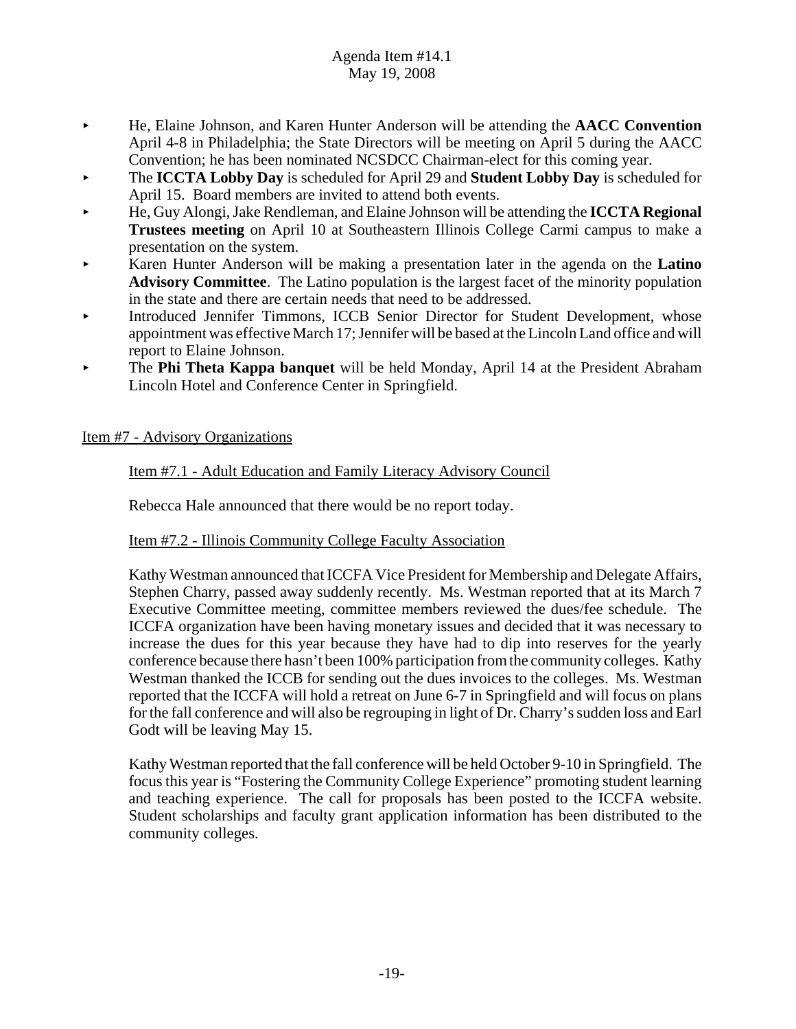- He, Elaine Johnson, and Karen Hunter Anderson will be attending the **AACC Convention** April 4-8 in Philadelphia; the State Directors will be meeting on April 5 during the AACC Convention; he has been nominated NCSDCC Chairman-elect for this coming year.
- The **ICCTA Lobby Day** is scheduled for April 29 and **Student Lobby Day** is scheduled for April 15. Board members are invited to attend both events.
- He, Guy Alongi, Jake Rendleman, and Elaine Johnson will be attending the **ICCTA Regional Trustees meeting** on April 10 at Southeastern Illinois College Carmi campus to make a presentation on the system.
- Karen Hunter Anderson will be making a presentation later in the agenda on the **Latino Advisory Committee**. The Latino population is the largest facet of the minority population in the state and there are certain needs that need to be addressed.
- Introduced Jennifer Timmons, ICCB Senior Director for Student Development, whose appointment was effective March 17; Jennifer will be based at the Lincoln Land office and will report to Elaine Johnson.
- The **Phi Theta Kappa banquet** will be held Monday, April 14 at the President Abraham Lincoln Hotel and Conference Center in Springfield.

Item #7 - Advisory Organizations

Item #7.1 - Adult Education and Family Literacy Advisory Council

Rebecca Hale announced that there would be no report today.

Item #7.2 - Illinois Community College Faculty Association

Kathy Westman announced that ICCFA Vice President for Membership and Delegate Affairs, Stephen Charry, passed away suddenly recently. Ms. Westman reported that at its March 7 Executive Committee meeting, committee members reviewed the dues/fee schedule. The ICCFA organization have been having monetary issues and decided that it was necessary to increase the dues for this year because they have had to dip into reserves for the yearly conference because there hasn't been 100% participation from the community colleges. Kathy Westman thanked the ICCB for sending out the dues invoices to the colleges. Ms. Westman reported that the ICCFA will hold a retreat on June 6-7 in Springfield and will focus on plans for the fall conference and will also be regrouping in light of Dr. Charry's sudden loss and Earl Godt will be leaving May 15.

Kathy Westman reported that the fall conference will be held October 9-10 in Springfield. The focus this year is "Fostering the Community College Experience" promoting student learning and teaching experience. The call for proposals has been posted to the ICCFA website. Student scholarships and faculty grant application information has been distributed to the community colleges.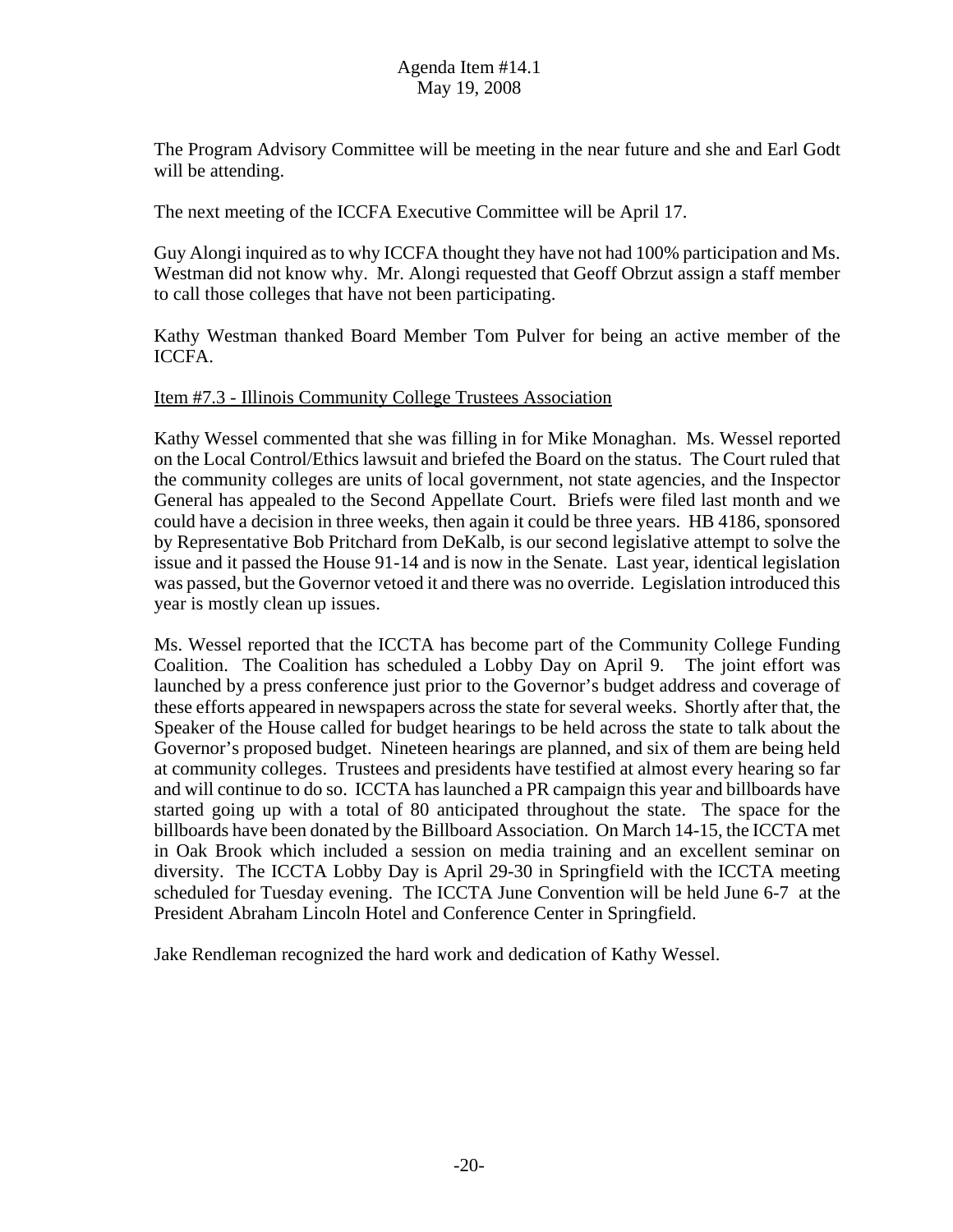The Program Advisory Committee will be meeting in the near future and she and Earl Godt will be attending.

The next meeting of the ICCFA Executive Committee will be April 17.

Guy Alongi inquired as to why ICCFA thought they have not had 100% participation and Ms. Westman did not know why. Mr. Alongi requested that Geoff Obrzut assign a staff member to call those colleges that have not been participating.

Kathy Westman thanked Board Member Tom Pulver for being an active member of the ICCFA.

Item #7.3 - Illinois Community College Trustees Association

Kathy Wessel commented that she was filling in for Mike Monaghan. Ms. Wessel reported on the Local Control/Ethics lawsuit and briefed the Board on the status. The Court ruled that the community colleges are units of local government, not state agencies, and the Inspector General has appealed to the Second Appellate Court. Briefs were filed last month and we could have a decision in three weeks, then again it could be three years. HB 4186, sponsored by Representative Bob Pritchard from DeKalb, is our second legislative attempt to solve the issue and it passed the House 91-14 and is now in the Senate. Last year, identical legislation was passed, but the Governor vetoed it and there was no override. Legislation introduced this year is mostly clean up issues.

Ms. Wessel reported that the ICCTA has become part of the Community College Funding Coalition. The Coalition has scheduled a Lobby Day on April 9. The joint effort was launched by a press conference just prior to the Governor's budget address and coverage of these efforts appeared in newspapers across the state for several weeks. Shortly after that, the Speaker of the House called for budget hearings to be held across the state to talk about the Governor's proposed budget. Nineteen hearings are planned, and six of them are being held at community colleges. Trustees and presidents have testified at almost every hearing so far and will continue to do so. ICCTA has launched a PR campaign this year and billboards have started going up with a total of 80 anticipated throughout the state. The space for the billboards have been donated by the Billboard Association. On March 14-15, the ICCTA met in Oak Brook which included a session on media training and an excellent seminar on diversity. The ICCTA Lobby Day is April 29-30 in Springfield with the ICCTA meeting scheduled for Tuesday evening. The ICCTA June Convention will be held June 6-7 at the President Abraham Lincoln Hotel and Conference Center in Springfield.

Jake Rendleman recognized the hard work and dedication of Kathy Wessel.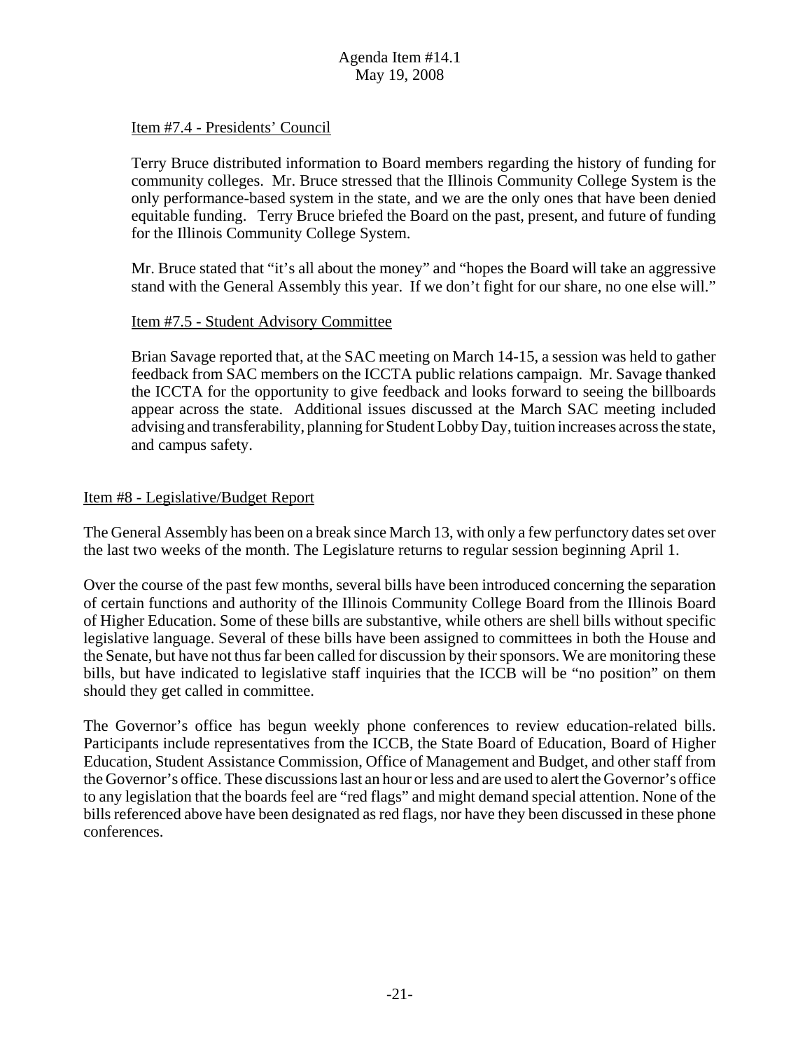Item #7.4 - Presidents' Council

Terry Bruce distributed information to Board members regarding the history of funding for community colleges. Mr. Bruce stressed that the Illinois Community College System is the only performance-based system in the state, and we are the only ones that have been denied equitable funding. Terry Bruce briefed the Board on the past, present, and future of funding for the Illinois Community College System.

Mr. Bruce stated that "it's all about the money" and "hopes the Board will take an aggressive stand with the General Assembly this year. If we don't fight for our share, no one else will."

Item #7.5 - Student Advisory Committee

Brian Savage reported that, at the SAC meeting on March 14-15, a session was held to gather feedback from SAC members on the ICCTA public relations campaign. Mr. Savage thanked the ICCTA for the opportunity to give feedback and looks forward to seeing the billboards appear across the state. Additional issues discussed at the March SAC meeting included advising and transferability, planning for Student Lobby Day, tuition increases across the state, and campus safety.

Item #8 - Legislative/Budget Report

The General Assembly has been on a break since March 13, with only a few perfunctory dates set over the last two weeks of the month. The Legislature returns to regular session beginning April 1.

Over the course of the past few months, several bills have been introduced concerning the separation of certain functions and authority of the Illinois Community College Board from the Illinois Board of Higher Education. Some of these bills are substantive, while others are shell bills without specific legislative language. Several of these bills have been assigned to committees in both the House and the Senate, but have not thus far been called for discussion by their sponsors. We are monitoring these bills, but have indicated to legislative staff inquiries that the ICCB will be "no position" on them should they get called in committee.

The Governor's office has begun weekly phone conferences to review education-related bills. Participants include representatives from the ICCB, the State Board of Education, Board of Higher Education, Student Assistance Commission, Office of Management and Budget, and other staff from the Governor's office. These discussions last an hour or less and are used to alert the Governor's office to any legislation that the boards feel are "red flags" and might demand special attention. None of the bills referenced above have been designated as red flags, nor have they been discussed in these phone conferences.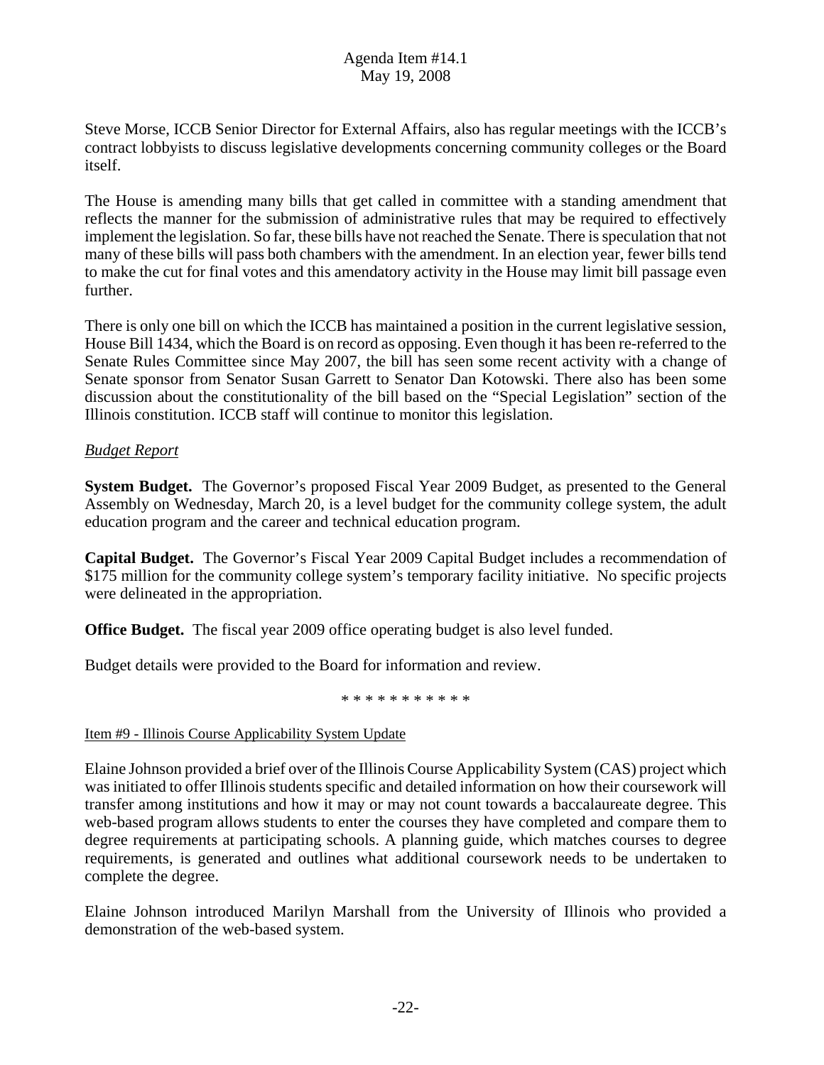Steve Morse, ICCB Senior Director for External Affairs, also has regular meetings with the ICCB's contract lobbyists to discuss legislative developments concerning community colleges or the Board itself.

The House is amending many bills that get called in committee with a standing amendment that reflects the manner for the submission of administrative rules that may be required to effectively implement the legislation. So far, these bills have not reached the Senate. There is speculation that not many of these bills will pass both chambers with the amendment. In an election year, fewer bills tend to make the cut for final votes and this amendatory activity in the House may limit bill passage even further.

There is only one bill on which the ICCB has maintained a position in the current legislative session, House Bill 1434, which the Board is on record as opposing. Even though it has been re-referred to the Senate Rules Committee since May 2007, the bill has seen some recent activity with a change of Senate sponsor from Senator Susan Garrett to Senator Dan Kotowski. There also has been some discussion about the constitutionality of the bill based on the "Special Legislation" section of the Illinois constitution. ICCB staff will continue to monitor this legislation.

*Budget Report*

**System Budget.** The Governor's proposed Fiscal Year 2009 Budget, as presented to the General Assembly on Wednesday, March 20, is a level budget for the community college system, the adult education program and the career and technical education program.

**Capital Budget.** The Governor's Fiscal Year 2009 Capital Budget includes a recommendation of $175 million for the community college system's temporary facility initiative. No specific projects were delineated in the appropriation.

**Office Budget.** The fiscal year 2009 office operating budget is also level funded.

Budget details were provided to the Board for information and review.

* * * * * * * * * * *

Item #9 - Illinois Course Applicability System Update

Elaine Johnson provided a brief over of the Illinois Course Applicability System (CAS) project which was initiated to offer Illinois students specific and detailed information on how their coursework will transfer among institutions and how it may or may not count towards a baccalaureate degree. This web-based program allows students to enter the courses they have completed and compare them to degree requirements at participating schools. A planning guide, which matches courses to degree requirements, is generated and outlines what additional coursework needs to be undertaken to complete the degree.

Elaine Johnson introduced Marilyn Marshall from the University of Illinois who provided a demonstration of the web-based system.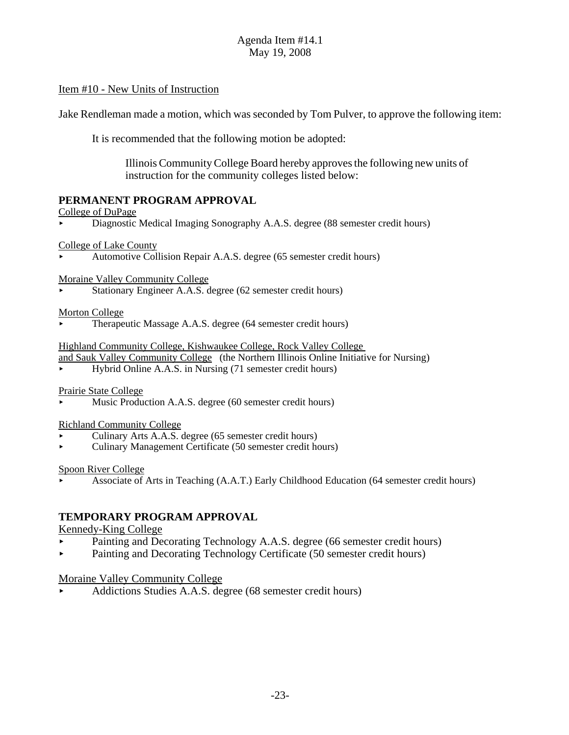Agenda Item #14.1
May 19, 2008

Item #10 - New Units of Instruction

Jake Rendleman made a motion, which was seconded by Tom Pulver, to approve the following item:

It is recommended that the following motion be adopted:

Illinois Community College Board hereby approves the following new units of instruction for the community colleges listed below:

**PERMANENT PROGRAM APPROVAL**

College of DuPage

- Diagnostic Medical Imaging Sonography A.A.S. degree (88 semester credit hours)

College of Lake County

- Automotive Collision Repair A.A.S. degree (65 semester credit hours)

Moraine Valley Community College

- Stationary Engineer A.A.S. degree (62 semester credit hours)

Morton College

- Therapeutic Massage A.A.S. degree (64 semester credit hours)

Highland Community College, Kishwaukee College, Rock Valley College and Sauk Valley Community College (the Northern Illinois Online Initiative for Nursing)

- Hybrid Online A.A.S. in Nursing (71 semester credit hours)

Prairie State College

- Music Production A.A.S. degree (60 semester credit hours)

Richland Community College

- Culinary Arts A.A.S. degree (65 semester credit hours)
- Culinary Management Certificate (50 semester credit hours)

Spoon River College

- Associate of Arts in Teaching (A.A.T.) Early Childhood Education (64 semester credit hours)

**TEMPORARY PROGRAM APPROVAL**

Kennedy-King College

- Painting and Decorating Technology A.A.S. degree (66 semester credit hours)
- Painting and Decorating Technology Certificate (50 semester credit hours)

Moraine Valley Community College

- Addictions Studies A.A.S. degree (68 semester credit hours)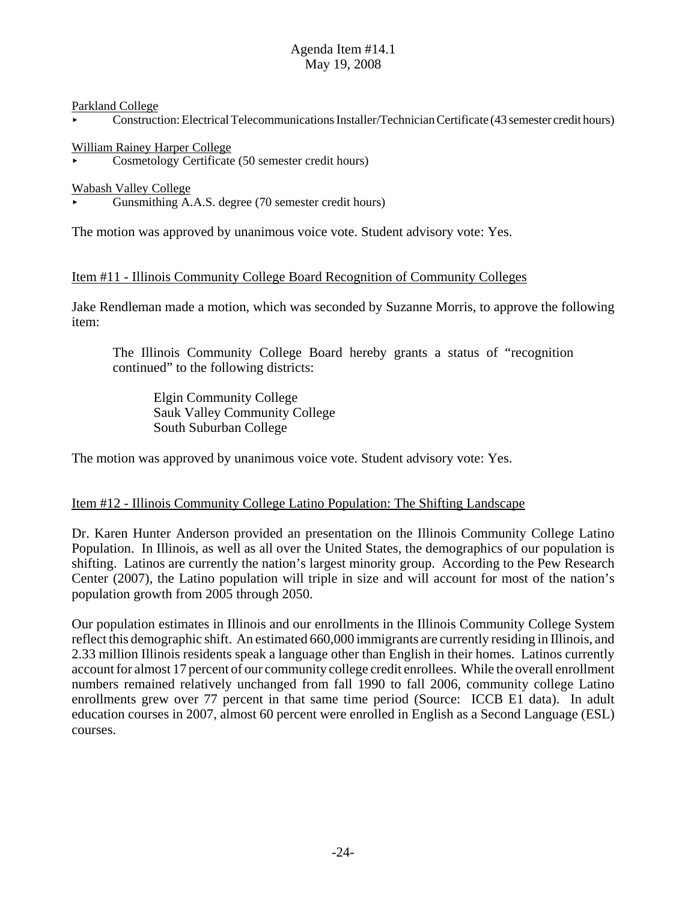Parkland College

- Construction: Electrical Telecommunications Installer/Technician Certificate (43 semester credit hours)

William Rainey Harper College

- Cosmetology Certificate (50 semester credit hours)

Wabash Valley College

- Gunsmithing A.A.S. degree (70 semester credit hours)

The motion was approved by unanimous voice vote. Student advisory vote: Yes.

Item #11 - Illinois Community College Board Recognition of Community Colleges

Jake Rendleman made a motion, which was seconded by Suzanne Morris, to approve the following item:

> The Illinois Community College Board hereby grants a status of "recognition continued" to the following districts:
>
> Elgin Community College
> Sauk Valley Community College
> South Suburban College

The motion was approved by unanimous voice vote. Student advisory vote: Yes.

Item #12 - Illinois Community College Latino Population: The Shifting Landscape

Dr. Karen Hunter Anderson provided an presentation on the Illinois Community College Latino Population. In Illinois, as well as all over the United States, the demographics of our population is shifting. Latinos are currently the nation's largest minority group. According to the Pew Research Center (2007), the Latino population will triple in size and will account for most of the nation's population growth from 2005 through 2050.

Our population estimates in Illinois and our enrollments in the Illinois Community College System reflect this demographic shift. An estimated 660,000 immigrants are currently residing in Illinois, and 2.33 million Illinois residents speak a language other than English in their homes. Latinos currently account for almost 17 percent of our community college credit enrollees. While the overall enrollment numbers remained relatively unchanged from fall 1990 to fall 2006, community college Latino enrollments grew over 77 percent in that same time period (Source: ICCB E1 data). In adult education courses in 2007, almost 60 percent were enrolled in English as a Second Language (ESL) courses.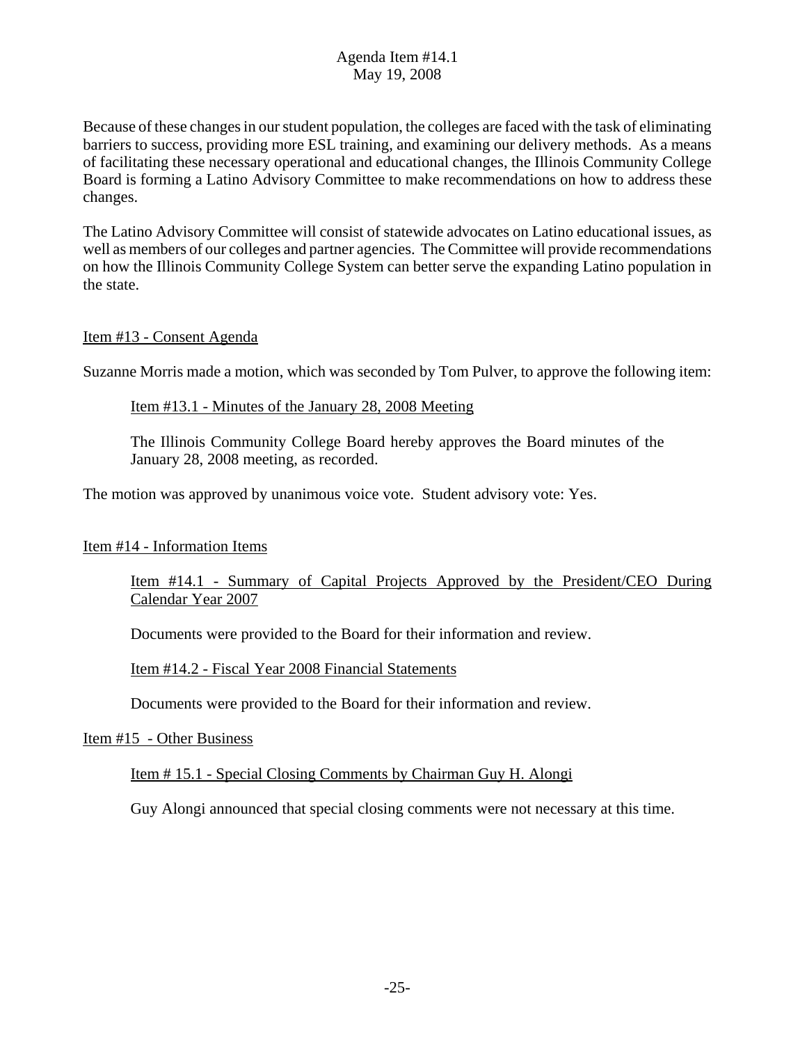Because of these changes in our student population, the colleges are faced with the task of eliminating barriers to success, providing more ESL training, and examining our delivery methods. As a means of facilitating these necessary operational and educational changes, the Illinois Community College Board is forming a Latino Advisory Committee to make recommendations on how to address these changes.

The Latino Advisory Committee will consist of statewide advocates on Latino educational issues, as well as members of our colleges and partner agencies. The Committee will provide recommendations on how the Illinois Community College System can better serve the expanding Latino population in the state.

Item #13 - Consent Agenda

Suzanne Morris made a motion, which was seconded by Tom Pulver, to approve the following item:

Item #13.1 - Minutes of the January 28, 2008 Meeting

The Illinois Community College Board hereby approves the Board minutes of the January 28, 2008 meeting, as recorded.

The motion was approved by unanimous voice vote. Student advisory vote: Yes.

Item #14 - Information Items

Item #14.1 - Summary of Capital Projects Approved by the President/CEO During Calendar Year 2007

Documents were provided to the Board for their information and review.

Item #14.2 - Fiscal Year 2008 Financial Statements

Documents were provided to the Board for their information and review.

Item #15 - Other Business

Item # 15.1 - Special Closing Comments by Chairman Guy H. Alongi

Guy Alongi announced that special closing comments were not necessary at this time.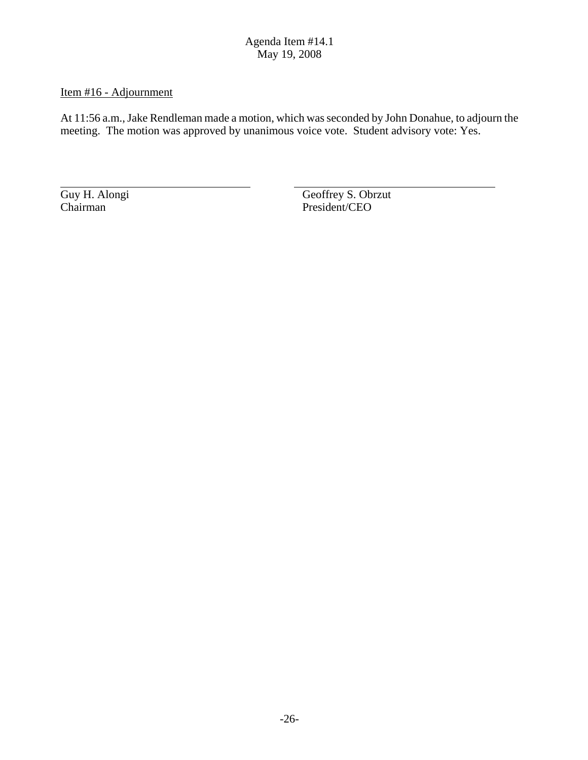Item #16 - Adjournment

At 11:56 a.m., Jake Rendleman made a motion, which was seconded by John Donahue, to adjourn the meeting. The motion was approved by unanimous voice vote. Student advisory vote: Yes.

| _________________________ | _________________________ |
|---|---|
| Guy H. Alongi | Geoffrey S. Obrzut |
| Chairman | President/CEO |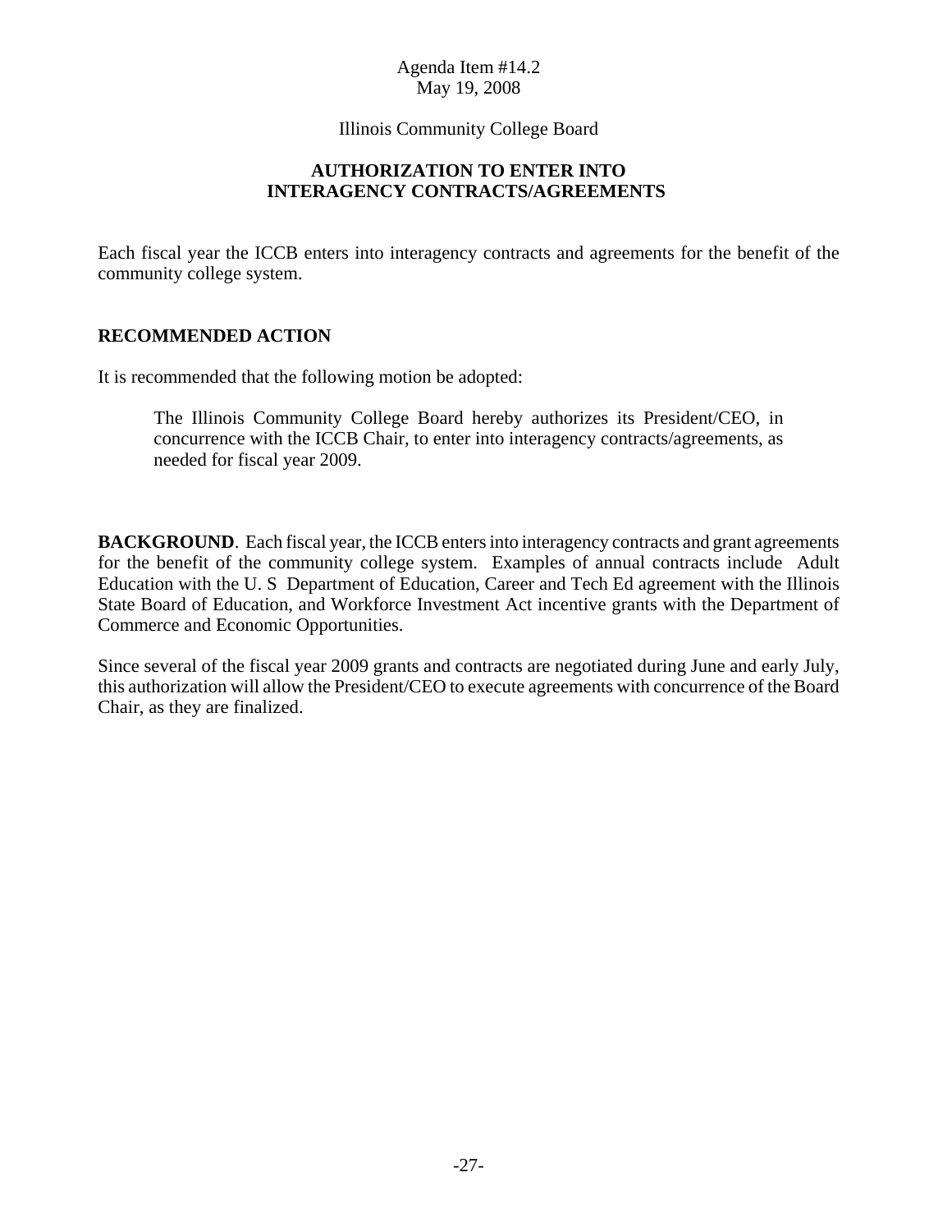Agenda Item #14.2
May 19, 2008

Illinois Community College Board

## AUTHORIZATION TO ENTER INTO INTERAGENCY CONTRACTS/AGREEMENTS

Each fiscal year the ICCB enters into interagency contracts and agreements for the benefit of the community college system.

## RECOMMENDED ACTION

It is recommended that the following motion be adopted:

> The Illinois Community College Board hereby authorizes its President/CEO, in concurrence with the ICCB Chair, to enter into interagency contracts/agreements, as needed for fiscal year 2009.

**BACKGROUND**. Each fiscal year, the ICCB enters into interagency contracts and grant agreements for the benefit of the community college system. Examples of annual contracts include Adult Education with the U. S Department of Education, Career and Tech Ed agreement with the Illinois State Board of Education, and Workforce Investment Act incentive grants with the Department of Commerce and Economic Opportunities.

Since several of the fiscal year 2009 grants and contracts are negotiated during June and early July, this authorization will allow the President/CEO to execute agreements with concurrence of the Board Chair, as they are finalized.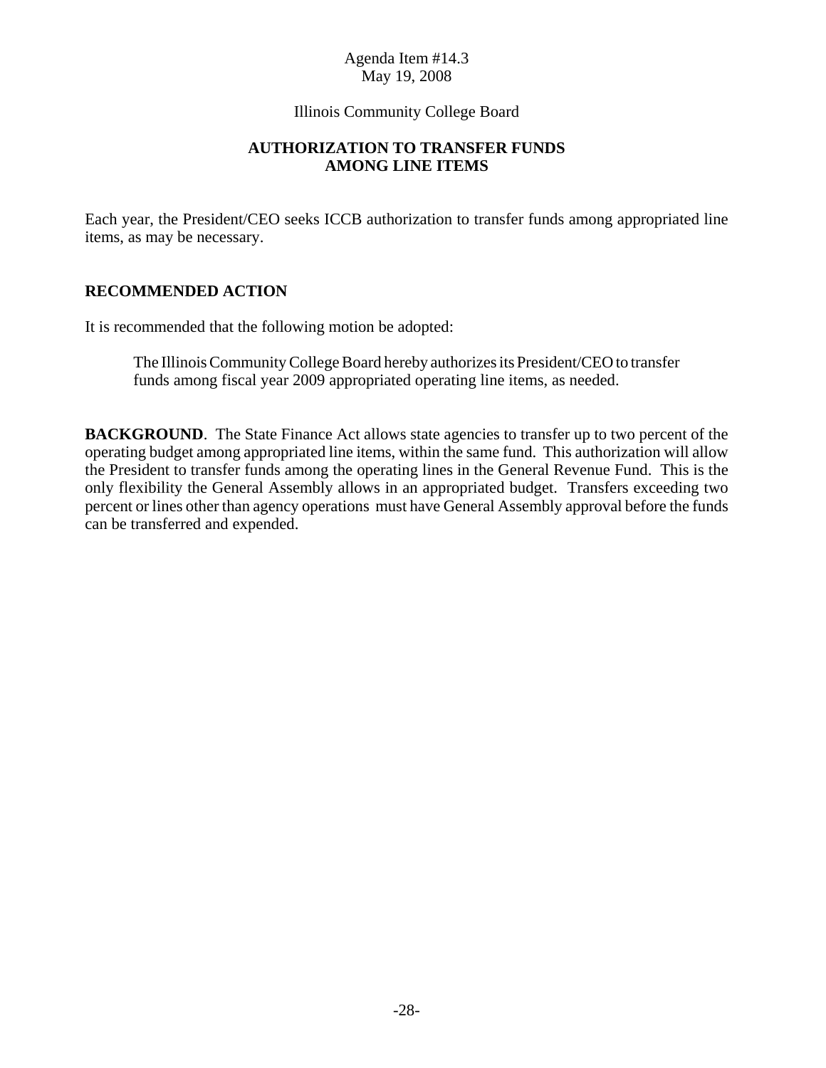Agenda Item #14.3
May 19, 2008

Illinois Community College Board

## AUTHORIZATION TO TRANSFER FUNDS AMONG LINE ITEMS

Each year, the President/CEO seeks ICCB authorization to transfer funds among appropriated line items, as may be necessary.

### RECOMMENDED ACTION

It is recommended that the following motion be adopted:

> The Illinois Community College Board hereby authorizes its President/CEO to transfer funds among fiscal year 2009 appropriated operating line items, as needed.

**BACKGROUND**. The State Finance Act allows state agencies to transfer up to two percent of the operating budget among appropriated line items, within the same fund. This authorization will allow the President to transfer funds among the operating lines in the General Revenue Fund. This is the only flexibility the General Assembly allows in an appropriated budget. Transfers exceeding two percent or lines other than agency operations must have General Assembly approval before the funds can be transferred and expended.